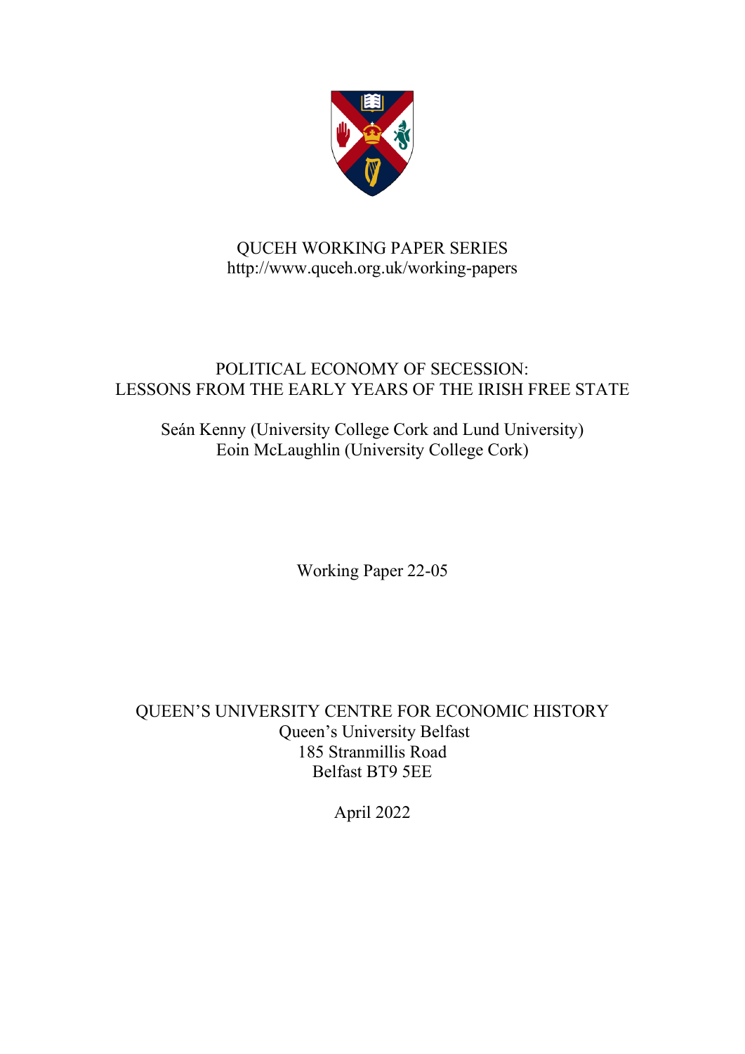QUCEH WORKING PAPER SERIES
http://www.quceh.org.uk/working-papers

# POLITICAL ECONOMY OF SECESSION: LESSONS FROM THE EARLY YEARS OF THE IRISH FREE STATE

Seán Kenny (University College Cork and Lund University)
Eoin McLaughlin (University College Cork)

Working Paper 22-05

QUEEN'S UNIVERSITY CENTRE FOR ECONOMIC HISTORY
Queen's University Belfast
185 Stranmillis Road
Belfast BT9 5EE

April 2022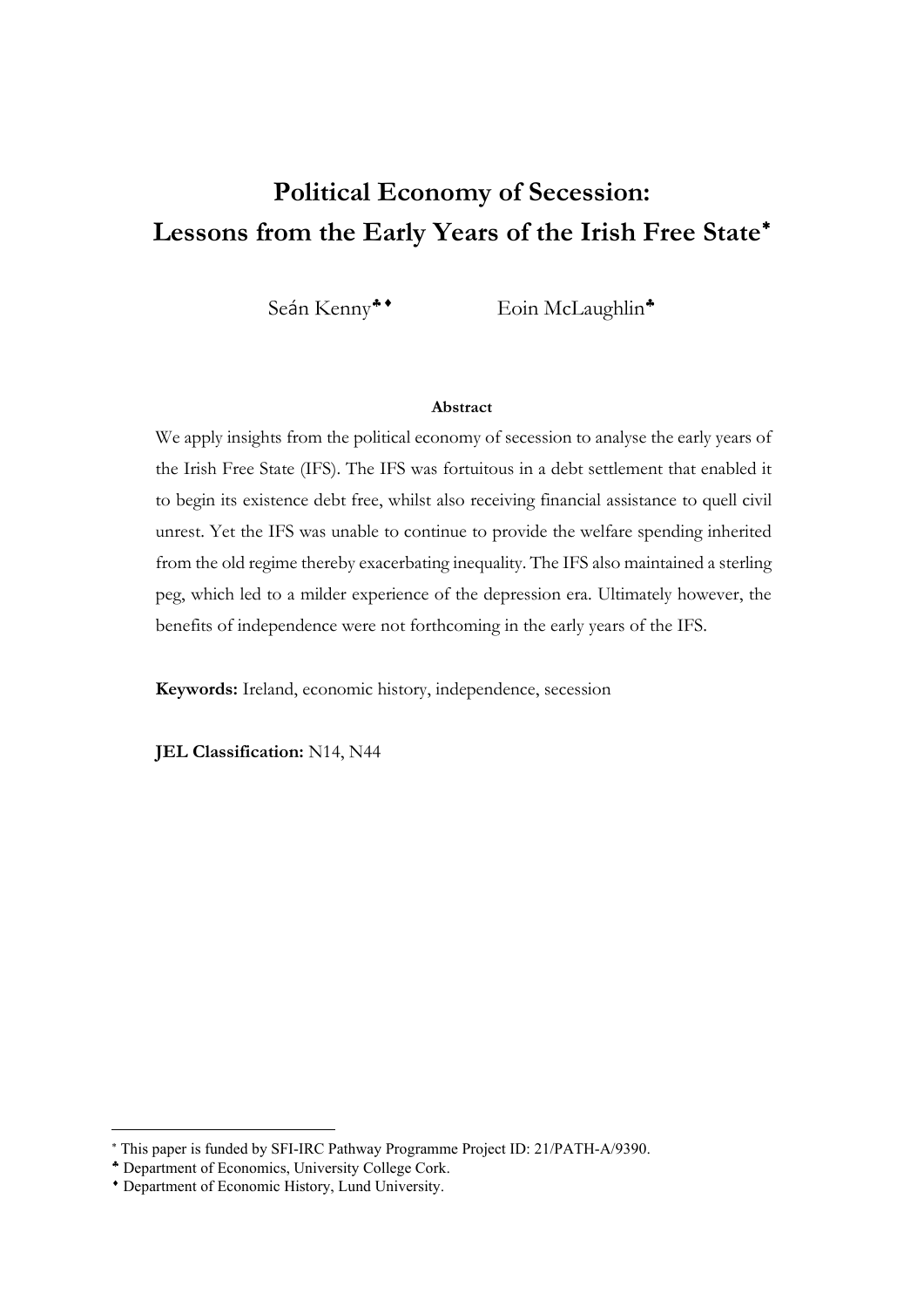# Political Economy of Secession: Lessons from the Early Years of the Irish Free State[*]

Seán Kenny[♣♦] Eoin McLaughlin[♣]

**Abstract**

We apply insights from the political economy of secession to analyse the early years of the Irish Free State (IFS). The IFS was fortuitous in a debt settlement that enabled it to begin its existence debt free, whilst also receiving financial assistance to quell civil unrest. Yet the IFS was unable to continue to provide the welfare spending inherited from the old regime thereby exacerbating inequality. The IFS also maintained a sterling peg, which led to a milder experience of the depression era. Ultimately however, the benefits of independence were not forthcoming in the early years of the IFS.

**Keywords:** Ireland, economic history, independence, secession

**JEL Classification:** N14, N44

---

[*] This paper is funded by SFI-IRC Pathway Programme Project ID: 21/PATH-A/9390.

[♣] Department of Economics, University College Cork.

[♦] Department of Economic History, Lund University.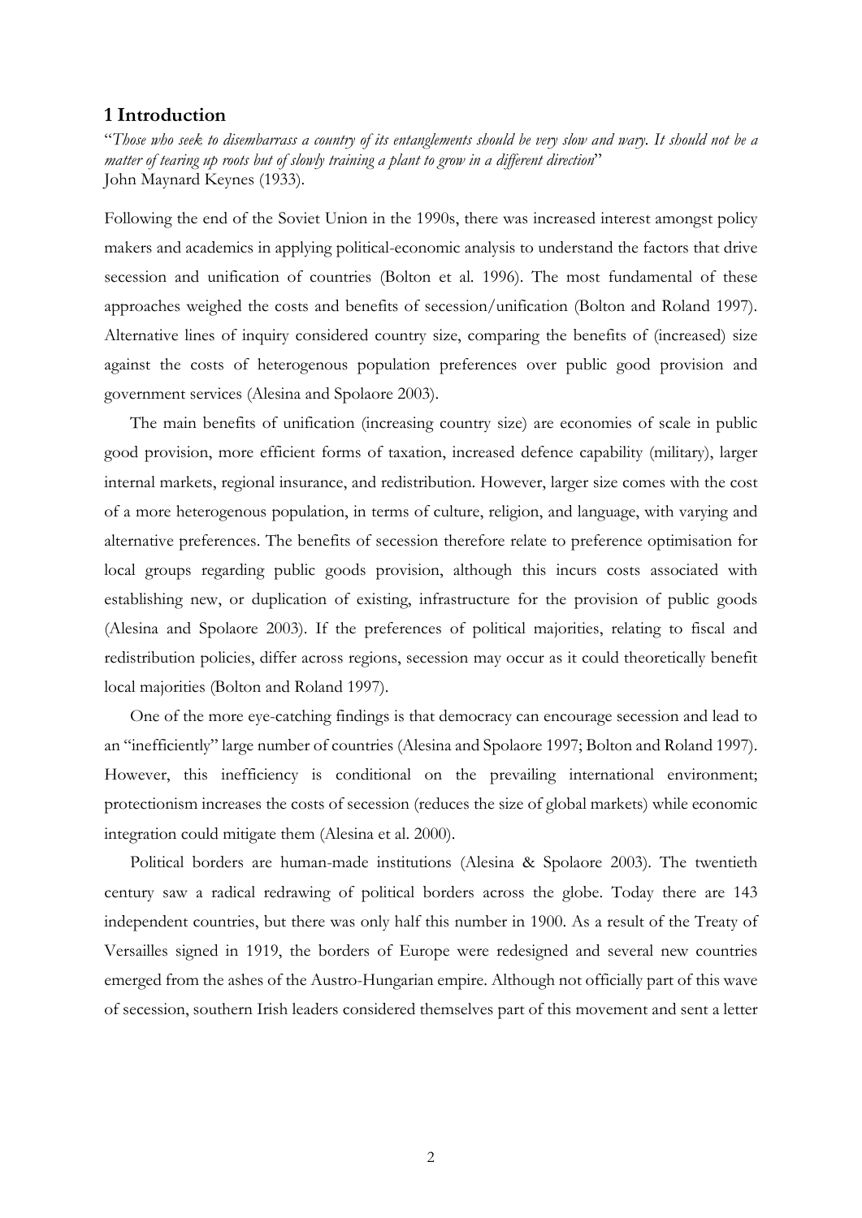## 1 Introduction

"*Those who seek to disembarrass a country of its entanglements should be very slow and wary. It should not be a matter of tearing up roots but of slowly training a plant to grow in a different direction*"
John Maynard Keynes (1933).

Following the end of the Soviet Union in the 1990s, there was increased interest amongst policy makers and academics in applying political-economic analysis to understand the factors that drive secession and unification of countries (Bolton et al. 1996). The most fundamental of these approaches weighed the costs and benefits of secession/unification (Bolton and Roland 1997). Alternative lines of inquiry considered country size, comparing the benefits of (increased) size against the costs of heterogenous population preferences over public good provision and government services (Alesina and Spolaore 2003).

The main benefits of unification (increasing country size) are economies of scale in public good provision, more efficient forms of taxation, increased defence capability (military), larger internal markets, regional insurance, and redistribution. However, larger size comes with the cost of a more heterogenous population, in terms of culture, religion, and language, with varying and alternative preferences. The benefits of secession therefore relate to preference optimisation for local groups regarding public goods provision, although this incurs costs associated with establishing new, or duplication of existing, infrastructure for the provision of public goods (Alesina and Spolaore 2003). If the preferences of political majorities, relating to fiscal and redistribution policies, differ across regions, secession may occur as it could theoretically benefit local majorities (Bolton and Roland 1997).

One of the more eye-catching findings is that democracy can encourage secession and lead to an "inefficiently" large number of countries (Alesina and Spolaore 1997; Bolton and Roland 1997). However, this inefficiency is conditional on the prevailing international environment; protectionism increases the costs of secession (reduces the size of global markets) while economic integration could mitigate them (Alesina et al. 2000).

Political borders are human-made institutions (Alesina & Spolaore 2003). The twentieth century saw a radical redrawing of political borders across the globe. Today there are 143 independent countries, but there was only half this number in 1900. As a result of the Treaty of Versailles signed in 1919, the borders of Europe were redesigned and several new countries emerged from the ashes of the Austro-Hungarian empire. Although not officially part of this wave of secession, southern Irish leaders considered themselves part of this movement and sent a letter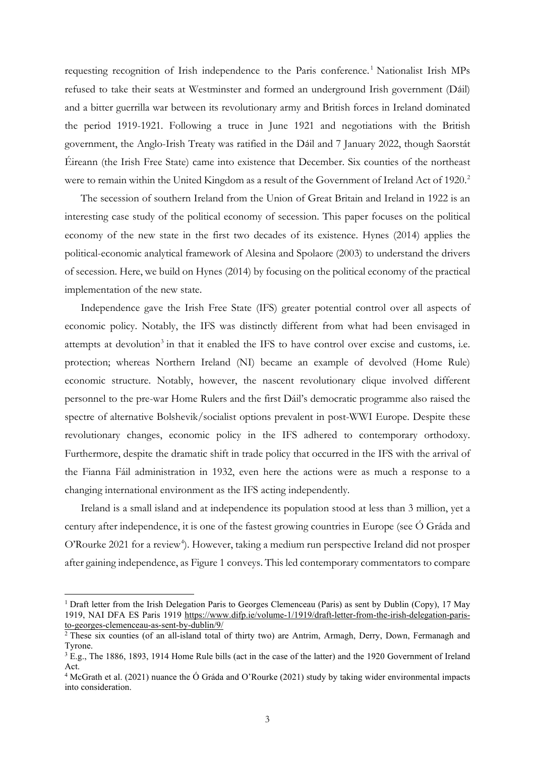requesting recognition of Irish independence to the Paris conference.[1] Nationalist Irish MPs refused to take their seats at Westminster and formed an underground Irish government (Dáil) and a bitter guerrilla war between its revolutionary army and British forces in Ireland dominated the period 1919-1921. Following a truce in June 1921 and negotiations with the British government, the Anglo-Irish Treaty was ratified in the Dáil and 7 January 2022, though Saorstát Éireann (the Irish Free State) came into existence that December. Six counties of the northeast were to remain within the United Kingdom as a result of the Government of Ireland Act of 1920.[2]

The secession of southern Ireland from the Union of Great Britain and Ireland in 1922 is an interesting case study of the political economy of secession. This paper focuses on the political economy of the new state in the first two decades of its existence. Hynes (2014) applies the political-economic analytical framework of Alesina and Spolaore (2003) to understand the drivers of secession. Here, we build on Hynes (2014) by focusing on the political economy of the practical implementation of the new state.

Independence gave the Irish Free State (IFS) greater potential control over all aspects of economic policy. Notably, the IFS was distinctly different from what had been envisaged in attempts at devolution[3] in that it enabled the IFS to have control over excise and customs, i.e. protection; whereas Northern Ireland (NI) became an example of devolved (Home Rule) economic structure. Notably, however, the nascent revolutionary clique involved different personnel to the pre-war Home Rulers and the first Dáil's democratic programme also raised the spectre of alternative Bolshevik/socialist options prevalent in post-WWI Europe. Despite these revolutionary changes, economic policy in the IFS adhered to contemporary orthodoxy. Furthermore, despite the dramatic shift in trade policy that occurred in the IFS with the arrival of the Fianna Fáil administration in 1932, even here the actions were as much a response to a changing international environment as the IFS acting independently.

Ireland is a small island and at independence its population stood at less than 3 million, yet a century after independence, it is one of the fastest growing countries in Europe (see Ó Gráda and O'Rourke 2021 for a review[4]). However, taking a medium run perspective Ireland did not prosper after gaining independence, as Figure 1 conveys. This led contemporary commentators to compare

---

[1] Draft letter from the Irish Delegation Paris to Georges Clemenceau (Paris) as sent by Dublin (Copy), 17 May 1919, NAI DFA ES Paris 1919 https://www.difp.ie/volume-1/1919/draft-letter-from-the-irish-delegation-paris-to-georges-clemenceau-as-sent-by-dublin/9/

[2] These six counties (of an all-island total of thirty two) are Antrim, Armagh, Derry, Down, Fermanagh and Tyrone.

[3] E.g., The 1886, 1893, 1914 Home Rule bills (act in the case of the latter) and the 1920 Government of Ireland Act.

[4] McGrath et al. (2021) nuance the Ó Gráda and O'Rourke (2021) study by taking wider environmental impacts into consideration.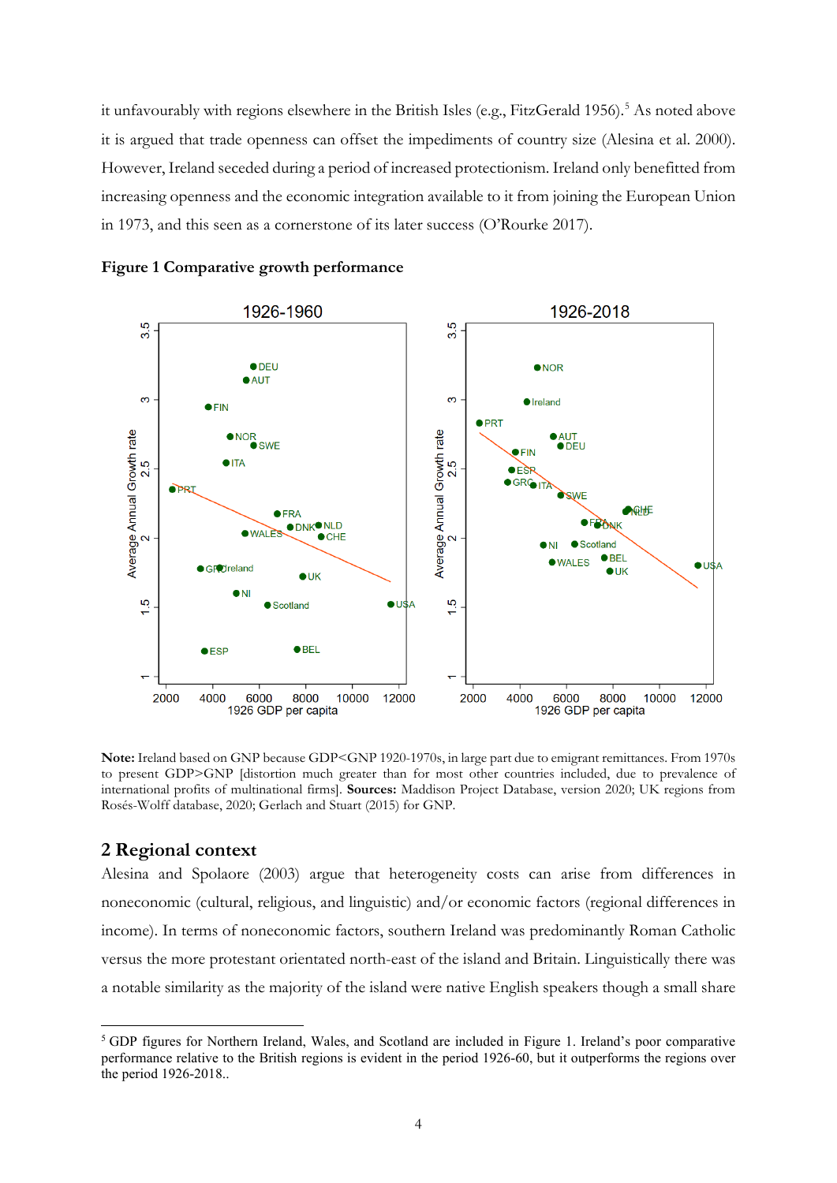it unfavourably with regions elsewhere in the British Isles (e.g., FitzGerald 1956).[5] As noted above it is argued that trade openness can offset the impediments of country size (Alesina et al. 2000). However, Ireland seceded during a period of increased protectionism. Ireland only benefitted from increasing openness and the economic integration available to it from joining the European Union in 1973, and this seen as a cornerstone of its later success (O'Rourke 2017).

**Figure 1 Comparative growth performance**

**Note:** Ireland based on GNP because GDP<GNP 1920-1970s, in large part due to emigrant remittances. From 1970s to present GDP>GNP [distortion much greater than for most other countries included, due to prevalence of international profits of multinational firms]. **Sources:** Maddison Project Database, version 2020; UK regions from Rosés-Wolff database, 2020; Gerlach and Stuart (2015) for GNP.

## 2 Regional context

Alesina and Spolaore (2003) argue that heterogeneity costs can arise from differences in noneconomic (cultural, religious, and linguistic) and/or economic factors (regional differences in income). In terms of noneconomic factors, southern Ireland was predominantly Roman Catholic versus the more protestant orientated north-east of the island and Britain. Linguistically there was a notable similarity as the majority of the island were native English speakers though a small share

[5] GDP figures for Northern Ireland, Wales, and Scotland are included in Figure 1. Ireland's poor comparative performance relative to the British regions is evident in the period 1926-60, but it outperforms the regions over the period 1926-2018..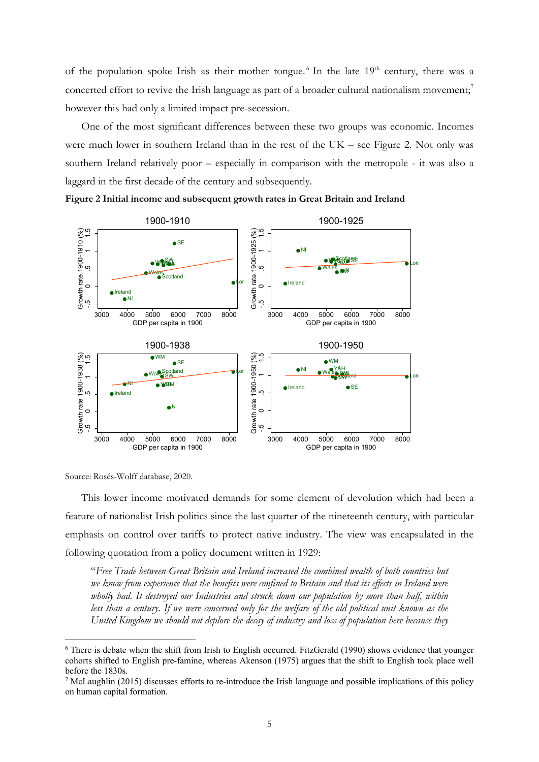of the population spoke Irish as their mother tongue.[6] In the late 19th century, there was a concerted effort to revive the Irish language as part of a broader cultural nationalism movement;[7] however this had only a limited impact pre-secession.

One of the most significant differences between these two groups was economic. Incomes were much lower in southern Ireland than in the rest of the UK – see Figure 2. Not only was southern Ireland relatively poor – especially in comparison with the metropole - it was also a laggard in the first decade of the century and subsequently.

**Figure 2 Initial income and subsequent growth rates in Great Britain and Ireland**

Source: Rosés-Wolff database, 2020.

This lower income motivated demands for some element of devolution which had been a feature of nationalist Irish politics since the last quarter of the nineteenth century, with particular emphasis on control over tariffs to protect native industry. The view was encapsulated in the following quotation from a policy document written in 1929:

> "*Free Trade between Great Britain and Ireland increased the combined wealth of both countries but we know from experience that the benefits were confined to Britain and that its effects in Ireland were wholly bad. It destroyed our Industries and struck down our population by more than half, within less than a century. If we were concerned only for the welfare of the old political unit known as the United Kingdom we should not deplore the decay of industry and loss of population here because they*

---

[6] There is debate when the shift from Irish to English occurred. FitzGerald (1990) shows evidence that younger cohorts shifted to English pre-famine, whereas Akenson (1975) argues that the shift to English took place well before the 1830s.

[7] McLaughlin (2015) discusses efforts to re-introduce the Irish language and possible implications of this policy on human capital formation.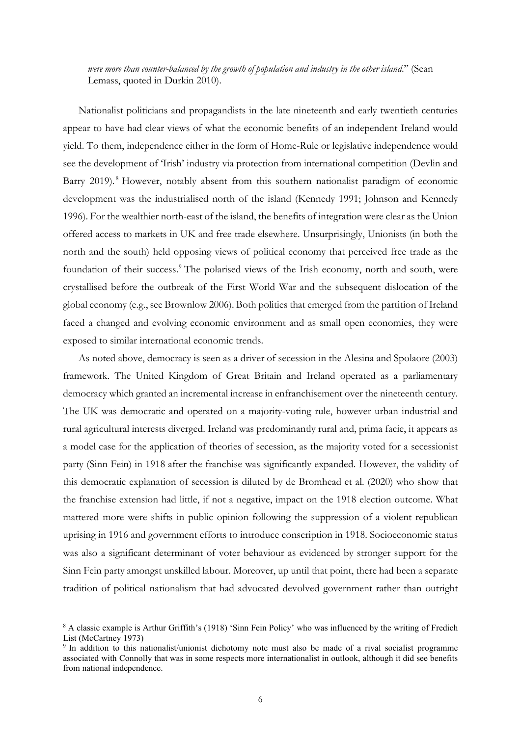*were more than counter-balanced by the growth of population and industry in the other island*." (Sean Lemass, quoted in Durkin 2010).

Nationalist politicians and propagandists in the late nineteenth and early twentieth centuries appear to have had clear views of what the economic benefits of an independent Ireland would yield. To them, independence either in the form of Home-Rule or legislative independence would see the development of 'Irish' industry via protection from international competition (Devlin and Barry 2019).[8] However, notably absent from this southern nationalist paradigm of economic development was the industrialised north of the island (Kennedy 1991; Johnson and Kennedy 1996). For the wealthier north-east of the island, the benefits of integration were clear as the Union offered access to markets in UK and free trade elsewhere. Unsurprisingly, Unionists (in both the north and the south) held opposing views of political economy that perceived free trade as the foundation of their success.[9] The polarised views of the Irish economy, north and south, were crystallised before the outbreak of the First World War and the subsequent dislocation of the global economy (e.g., see Brownlow 2006). Both polities that emerged from the partition of Ireland faced a changed and evolving economic environment and as small open economies, they were exposed to similar international economic trends.

As noted above, democracy is seen as a driver of secession in the Alesina and Spolaore (2003) framework. The United Kingdom of Great Britain and Ireland operated as a parliamentary democracy which granted an incremental increase in enfranchisement over the nineteenth century. The UK was democratic and operated on a majority-voting rule, however urban industrial and rural agricultural interests diverged. Ireland was predominantly rural and, prima facie, it appears as a model case for the application of theories of secession, as the majority voted for a secessionist party (Sinn Fein) in 1918 after the franchise was significantly expanded. However, the validity of this democratic explanation of secession is diluted by de Bromhead et al. (2020) who show that the franchise extension had little, if not a negative, impact on the 1918 election outcome. What mattered more were shifts in public opinion following the suppression of a violent republican uprising in 1916 and government efforts to introduce conscription in 1918. Socioeconomic status was also a significant determinant of voter behaviour as evidenced by stronger support for the Sinn Fein party amongst unskilled labour. Moreover, up until that point, there had been a separate tradition of political nationalism that had advocated devolved government rather than outright

[8] A classic example is Arthur Griffith's (1918) 'Sinn Fein Policy' who was influenced by the writing of Fredich List (McCartney 1973)

[9] In addition to this nationalist/unionist dichotomy note must also be made of a rival socialist programme associated with Connolly that was in some respects more internationalist in outlook, although it did see benefits from national independence.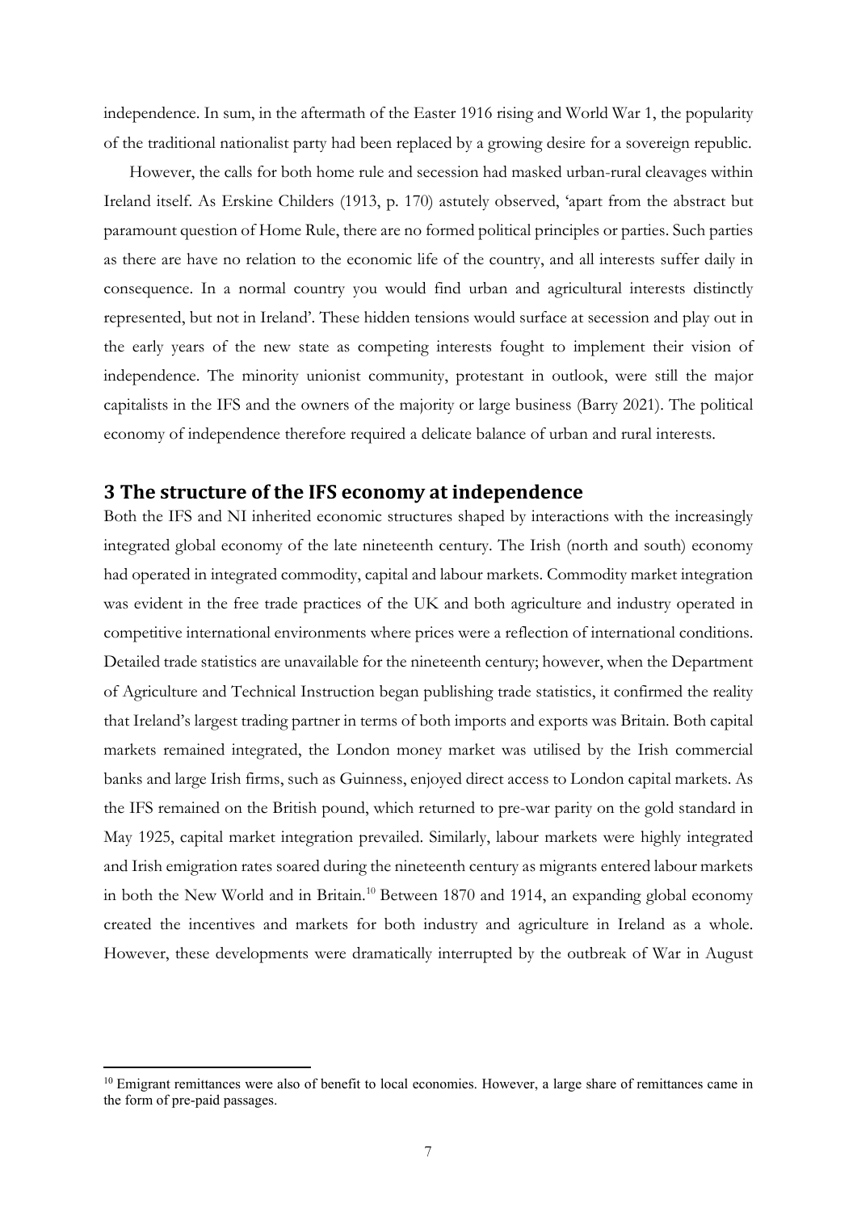independence. In sum, in the aftermath of the Easter 1916 rising and World War 1, the popularity of the traditional nationalist party had been replaced by a growing desire for a sovereign republic.

However, the calls for both home rule and secession had masked urban-rural cleavages within Ireland itself. As Erskine Childers (1913, p. 170) astutely observed, 'apart from the abstract but paramount question of Home Rule, there are no formed political principles or parties. Such parties as there are have no relation to the economic life of the country, and all interests suffer daily in consequence. In a normal country you would find urban and agricultural interests distinctly represented, but not in Ireland'. These hidden tensions would surface at secession and play out in the early years of the new state as competing interests fought to implement their vision of independence. The minority unionist community, protestant in outlook, were still the major capitalists in the IFS and the owners of the majority or large business (Barry 2021). The political economy of independence therefore required a delicate balance of urban and rural interests.

## 3 The structure of the IFS economy at independence

Both the IFS and NI inherited economic structures shaped by interactions with the increasingly integrated global economy of the late nineteenth century. The Irish (north and south) economy had operated in integrated commodity, capital and labour markets. Commodity market integration was evident in the free trade practices of the UK and both agriculture and industry operated in competitive international environments where prices were a reflection of international conditions. Detailed trade statistics are unavailable for the nineteenth century; however, when the Department of Agriculture and Technical Instruction began publishing trade statistics, it confirmed the reality that Ireland's largest trading partner in terms of both imports and exports was Britain. Both capital markets remained integrated, the London money market was utilised by the Irish commercial banks and large Irish firms, such as Guinness, enjoyed direct access to London capital markets. As the IFS remained on the British pound, which returned to pre-war parity on the gold standard in May 1925, capital market integration prevailed. Similarly, labour markets were highly integrated and Irish emigration rates soared during the nineteenth century as migrants entered labour markets in both the New World and in Britain.[10] Between 1870 and 1914, an expanding global economy created the incentives and markets for both industry and agriculture in Ireland as a whole. However, these developments were dramatically interrupted by the outbreak of War in August

[10] Emigrant remittances were also of benefit to local economies. However, a large share of remittances came in the form of pre-paid passages.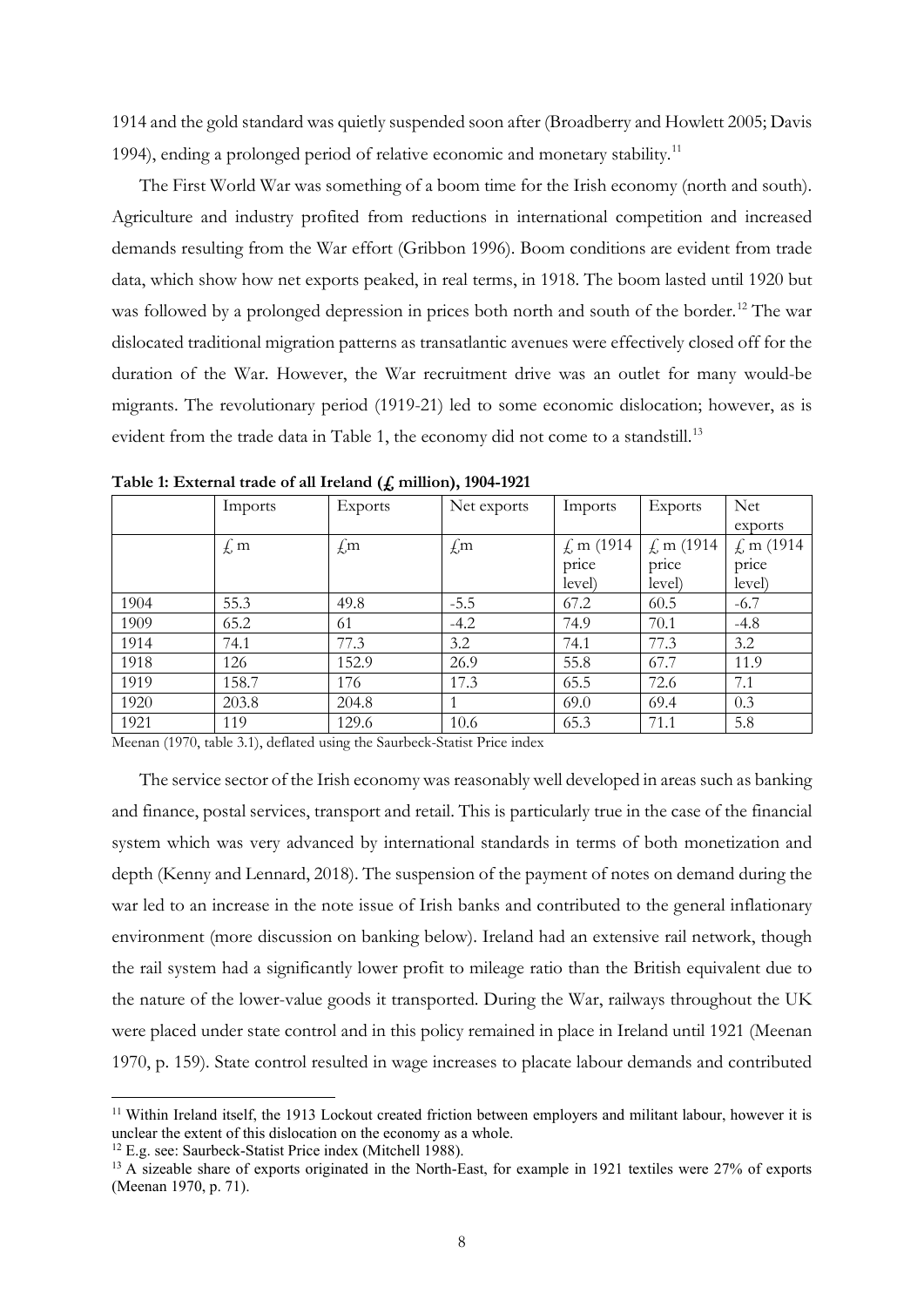1914 and the gold standard was quietly suspended soon after (Broadberry and Howlett 2005; Davis 1994), ending a prolonged period of relative economic and monetary stability.[11]

The First World War was something of a boom time for the Irish economy (north and south). Agriculture and industry profited from reductions in international competition and increased demands resulting from the War effort (Gribbon 1996). Boom conditions are evident from trade data, which show how net exports peaked, in real terms, in 1918. The boom lasted until 1920 but was followed by a prolonged depression in prices both north and south of the border.[12] The war dislocated traditional migration patterns as transatlantic avenues were effectively closed off for the duration of the War. However, the War recruitment drive was an outlet for many would-be migrants. The revolutionary period (1919-21) led to some economic dislocation; however, as is evident from the trade data in Table 1, the economy did not come to a standstill.[13]

**Table 1: External trade of all Ireland (£ million), 1904-1921**

| | Imports | Exports | Net exports | Imports | Exports | Net exports |
|---|---|---|---|---|---|---|
| | £ m | £m | £m | £ m (1914 price level) | £ m (1914 price level) | £ m (1914 price level) |
| 1904 | 55.3 | 49.8 | -5.5 | 67.2 | 60.5 | -6.7 |
| 1909 | 65.2 | 61 | -4.2 | 74.9 | 70.1 | -4.8 |
| 1914 | 74.1 | 77.3 | 3.2 | 74.1 | 77.3 | 3.2 |
| 1918 | 126 | 152.9 | 26.9 | 55.8 | 67.7 | 11.9 |
| 1919 | 158.7 | 176 | 17.3 | 65.5 | 72.6 | 7.1 |
| 1920 | 203.8 | 204.8 | 1 | 69.0 | 69.4 | 0.3 |
| 1921 | 119 | 129.6 | 10.6 | 65.3 | 71.1 | 5.8 |

Meenan (1970, table 3.1), deflated using the Saurbeck-Statist Price index

The service sector of the Irish economy was reasonably well developed in areas such as banking and finance, postal services, transport and retail. This is particularly true in the case of the financial system which was very advanced by international standards in terms of both monetization and depth (Kenny and Lennard, 2018). The suspension of the payment of notes on demand during the war led to an increase in the note issue of Irish banks and contributed to the general inflationary environment (more discussion on banking below). Ireland had an extensive rail network, though the rail system had a significantly lower profit to mileage ratio than the British equivalent due to the nature of the lower-value goods it transported. During the War, railways throughout the UK were placed under state control and in this policy remained in place in Ireland until 1921 (Meenan 1970, p. 159). State control resulted in wage increases to placate labour demands and contributed

[11] Within Ireland itself, the 1913 Lockout created friction between employers and militant labour, however it is unclear the extent of this dislocation on the economy as a whole.

[12] E.g. see: Saurbeck-Statist Price index (Mitchell 1988).

[13] A sizeable share of exports originated in the North-East, for example in 1921 textiles were 27% of exports (Meenan 1970, p. 71).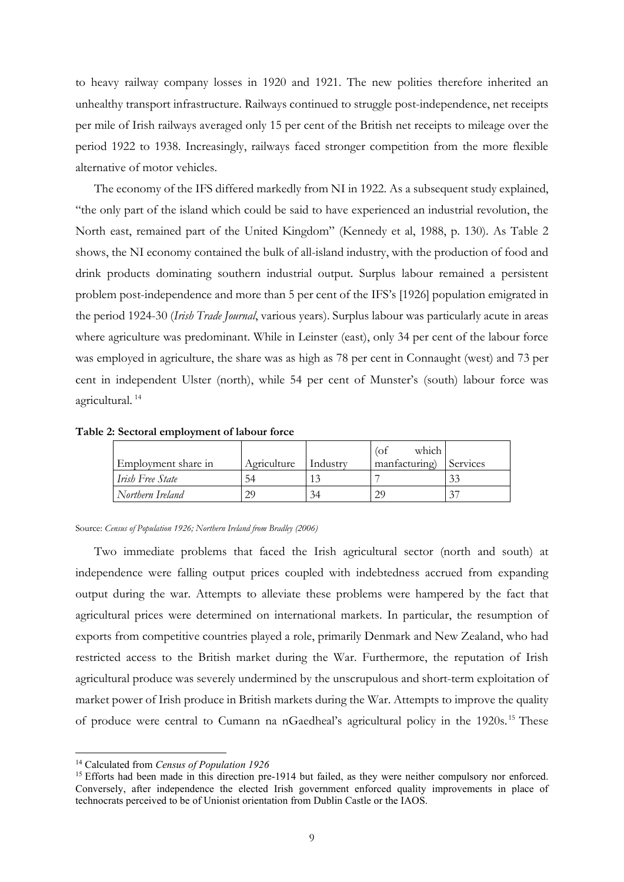to heavy railway company losses in 1920 and 1921. The new polities therefore inherited an unhealthy transport infrastructure. Railways continued to struggle post-independence, net receipts per mile of Irish railways averaged only 15 per cent of the British net receipts to mileage over the period 1922 to 1938. Increasingly, railways faced stronger competition from the more flexible alternative of motor vehicles.

The economy of the IFS differed markedly from NI in 1922. As a subsequent study explained, "the only part of the island which could be said to have experienced an industrial revolution, the North east, remained part of the United Kingdom" (Kennedy et al, 1988, p. 130). As Table 2 shows, the NI economy contained the bulk of all-island industry, with the production of food and drink products dominating southern industrial output. Surplus labour remained a persistent problem post-independence and more than 5 per cent of the IFS's [1926] population emigrated in the period 1924-30 (*Irish Trade Journal*, various years). Surplus labour was particularly acute in areas where agriculture was predominant. While in Leinster (east), only 34 per cent of the labour force was employed in agriculture, the share was as high as 78 per cent in Connaught (west) and 73 per cent in independent Ulster (north), while 54 per cent of Munster's (south) labour force was agricultural.[14]

**Table 2: Sectoral employment of labour force**

| Employment share in | Agriculture | Industry | (of which manfacturing) | Services |
|---|---|---|---|---|
| *Irish Free State* | 54 | 13 | 7 | 33 |
| *Northern Ireland* | 29 | 34 | 29 | 37 |

Source: *Census of Population 1926; Northern Ireland from Bradley (2006)*

Two immediate problems that faced the Irish agricultural sector (north and south) at independence were falling output prices coupled with indebtedness accrued from expanding output during the war. Attempts to alleviate these problems were hampered by the fact that agricultural prices were determined on international markets. In particular, the resumption of exports from competitive countries played a role, primarily Denmark and New Zealand, who had restricted access to the British market during the War. Furthermore, the reputation of Irish agricultural produce was severely undermined by the unscrupulous and short-term exploitation of market power of Irish produce in British markets during the War. Attempts to improve the quality of produce were central to Cumann na nGaedheal's agricultural policy in the 1920s.[15] These

[14] Calculated from *Census of Population 1926*

[15] Efforts had been made in this direction pre-1914 but failed, as they were neither compulsory nor enforced. Conversely, after independence the elected Irish government enforced quality improvements in place of technocrats perceived to be of Unionist orientation from Dublin Castle or the IAOS.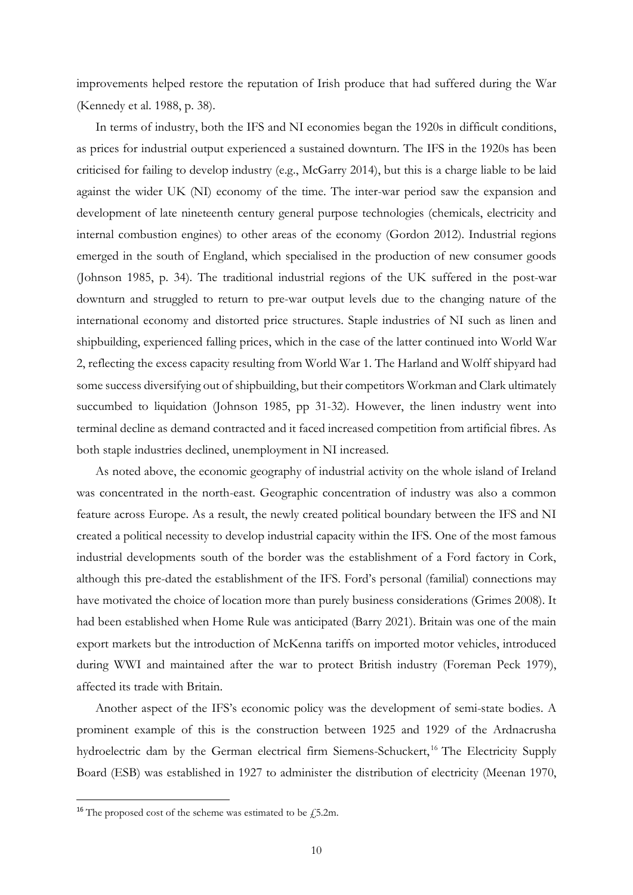improvements helped restore the reputation of Irish produce that had suffered during the War (Kennedy et al. 1988, p. 38).

In terms of industry, both the IFS and NI economies began the 1920s in difficult conditions, as prices for industrial output experienced a sustained downturn. The IFS in the 1920s has been criticised for failing to develop industry (e.g., McGarry 2014), but this is a charge liable to be laid against the wider UK (NI) economy of the time. The inter-war period saw the expansion and development of late nineteenth century general purpose technologies (chemicals, electricity and internal combustion engines) to other areas of the economy (Gordon 2012). Industrial regions emerged in the south of England, which specialised in the production of new consumer goods (Johnson 1985, p. 34). The traditional industrial regions of the UK suffered in the post-war downturn and struggled to return to pre-war output levels due to the changing nature of the international economy and distorted price structures. Staple industries of NI such as linen and shipbuilding, experienced falling prices, which in the case of the latter continued into World War 2, reflecting the excess capacity resulting from World War 1. The Harland and Wolff shipyard had some success diversifying out of shipbuilding, but their competitors Workman and Clark ultimately succumbed to liquidation (Johnson 1985, pp 31-32). However, the linen industry went into terminal decline as demand contracted and it faced increased competition from artificial fibres. As both staple industries declined, unemployment in NI increased.

As noted above, the economic geography of industrial activity on the whole island of Ireland was concentrated in the north-east. Geographic concentration of industry was also a common feature across Europe. As a result, the newly created political boundary between the IFS and NI created a political necessity to develop industrial capacity within the IFS. One of the most famous industrial developments south of the border was the establishment of a Ford factory in Cork, although this pre-dated the establishment of the IFS. Ford's personal (familial) connections may have motivated the choice of location more than purely business considerations (Grimes 2008). It had been established when Home Rule was anticipated (Barry 2021). Britain was one of the main export markets but the introduction of McKenna tariffs on imported motor vehicles, introduced during WWI and maintained after the war to protect British industry (Foreman Peck 1979), affected its trade with Britain.

Another aspect of the IFS's economic policy was the development of semi-state bodies. A prominent example of this is the construction between 1925 and 1929 of the Ardnacrusha hydroelectric dam by the German electrical firm Siemens-Schuckert,[16] The Electricity Supply Board (ESB) was established in 1927 to administer the distribution of electricity (Meenan 1970,

[16] The proposed cost of the scheme was estimated to be £5.2m.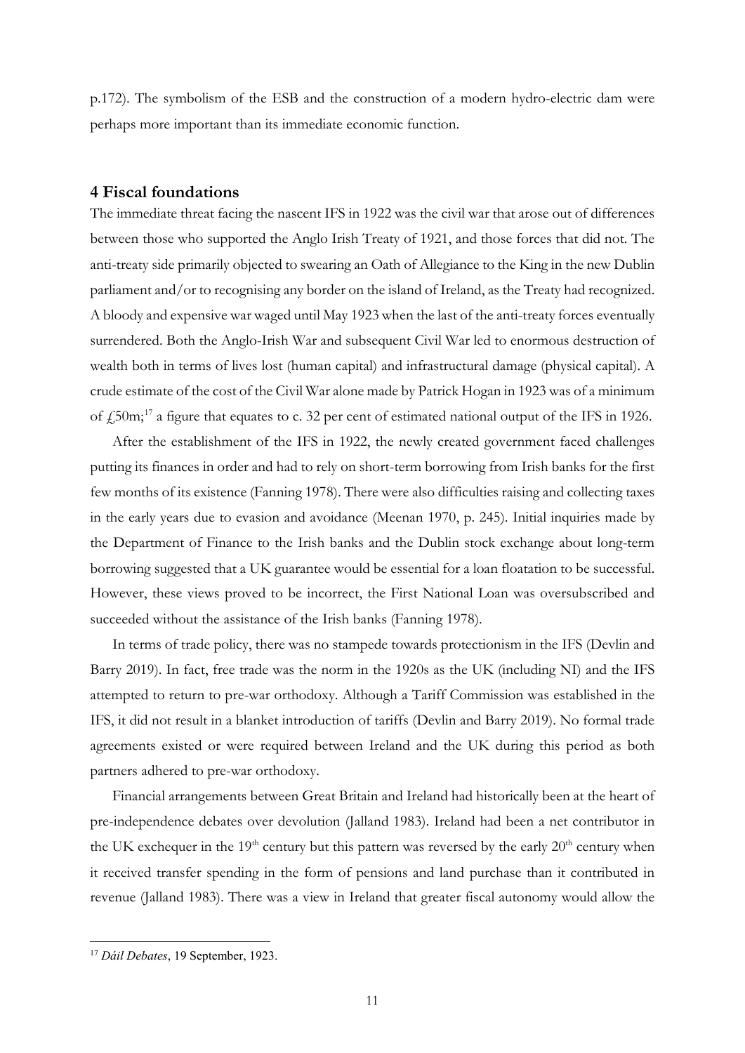p.172). The symbolism of the ESB and the construction of a modern hydro-electric dam were perhaps more important than its immediate economic function.

## 4 Fiscal foundations

The immediate threat facing the nascent IFS in 1922 was the civil war that arose out of differences between those who supported the Anglo Irish Treaty of 1921, and those forces that did not. The anti-treaty side primarily objected to swearing an Oath of Allegiance to the King in the new Dublin parliament and/or to recognising any border on the island of Ireland, as the Treaty had recognized. A bloody and expensive war waged until May 1923 when the last of the anti-treaty forces eventually surrendered. Both the Anglo-Irish War and subsequent Civil War led to enormous destruction of wealth both in terms of lives lost (human capital) and infrastructural damage (physical capital). A crude estimate of the cost of the Civil War alone made by Patrick Hogan in 1923 was of a minimum of £50m;[17] a figure that equates to c. 32 per cent of estimated national output of the IFS in 1926.

After the establishment of the IFS in 1922, the newly created government faced challenges putting its finances in order and had to rely on short-term borrowing from Irish banks for the first few months of its existence (Fanning 1978). There were also difficulties raising and collecting taxes in the early years due to evasion and avoidance (Meenan 1970, p. 245). Initial inquiries made by the Department of Finance to the Irish banks and the Dublin stock exchange about long-term borrowing suggested that a UK guarantee would be essential for a loan floatation to be successful. However, these views proved to be incorrect, the First National Loan was oversubscribed and succeeded without the assistance of the Irish banks (Fanning 1978).

In terms of trade policy, there was no stampede towards protectionism in the IFS (Devlin and Barry 2019). In fact, free trade was the norm in the 1920s as the UK (including NI) and the IFS attempted to return to pre-war orthodoxy. Although a Tariff Commission was established in the IFS, it did not result in a blanket introduction of tariffs (Devlin and Barry 2019). No formal trade agreements existed or were required between Ireland and the UK during this period as both partners adhered to pre-war orthodoxy.

Financial arrangements between Great Britain and Ireland had historically been at the heart of pre-independence debates over devolution (Jalland 1983). Ireland had been a net contributor in the UK exchequer in the 19th century but this pattern was reversed by the early 20th century when it received transfer spending in the form of pensions and land purchase than it contributed in revenue (Jalland 1983). There was a view in Ireland that greater fiscal autonomy would allow the

[17] *Dáil Debates*, 19 September, 1923.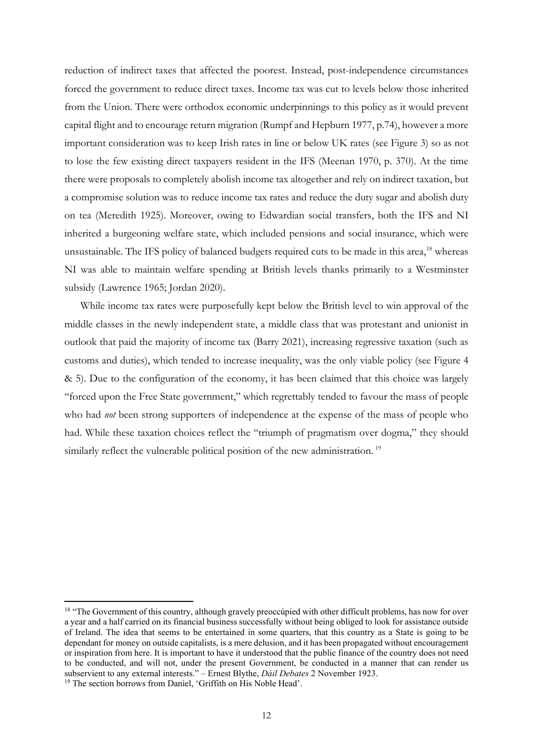reduction of indirect taxes that affected the poorest. Instead, post-independence circumstances forced the government to reduce direct taxes. Income tax was cut to levels below those inherited from the Union. There were orthodox economic underpinnings to this policy as it would prevent capital flight and to encourage return migration (Rumpf and Hepburn 1977, p.74), however a more important consideration was to keep Irish rates in line or below UK rates (see Figure 3) so as not to lose the few existing direct taxpayers resident in the IFS (Meenan 1970, p. 370). At the time there were proposals to completely abolish income tax altogether and rely on indirect taxation, but a compromise solution was to reduce income tax rates and reduce the duty sugar and abolish duty on tea (Meredith 1925). Moreover, owing to Edwardian social transfers, both the IFS and NI inherited a burgeoning welfare state, which included pensions and social insurance, which were unsustainable. The IFS policy of balanced budgets required cuts to be made in this area,[18] whereas NI was able to maintain welfare spending at British levels thanks primarily to a Westminster subsidy (Lawrence 1965; Jordan 2020).

While income tax rates were purposefully kept below the British level to win approval of the middle classes in the newly independent state, a middle class that was protestant and unionist in outlook that paid the majority of income tax (Barry 2021), increasing regressive taxation (such as customs and duties), which tended to increase inequality, was the only viable policy (see Figure 4 & 5). Due to the configuration of the economy, it has been claimed that this choice was largely "forced upon the Free State government," which regrettably tended to favour the mass of people who had *not* been strong supporters of independence at the expense of the mass of people who had. While these taxation choices reflect the "triumph of pragmatism over dogma," they should similarly reflect the vulnerable political position of the new administration.[19]

[18] "The Government of this country, although gravely preoccúpied with other difficult problems, has now for over a year and a half carried on its financial business successfully without being obliged to look for assistance outside of Ireland. The idea that seems to be entertained in some quarters, that this country as a State is going to be dependant for money on outside capitalists, is a mere delusion, and it has been propagated without encouragement or inspiration from here. It is important to have it understood that the public finance of the country does not need to be conducted, and will not, under the present Government, be conducted in a manner that can render us subservient to any external interests." – Ernest Blythe, *Dáil Debates* 2 November 1923.

[19] The section borrows from Daniel, 'Griffith on His Noble Head'.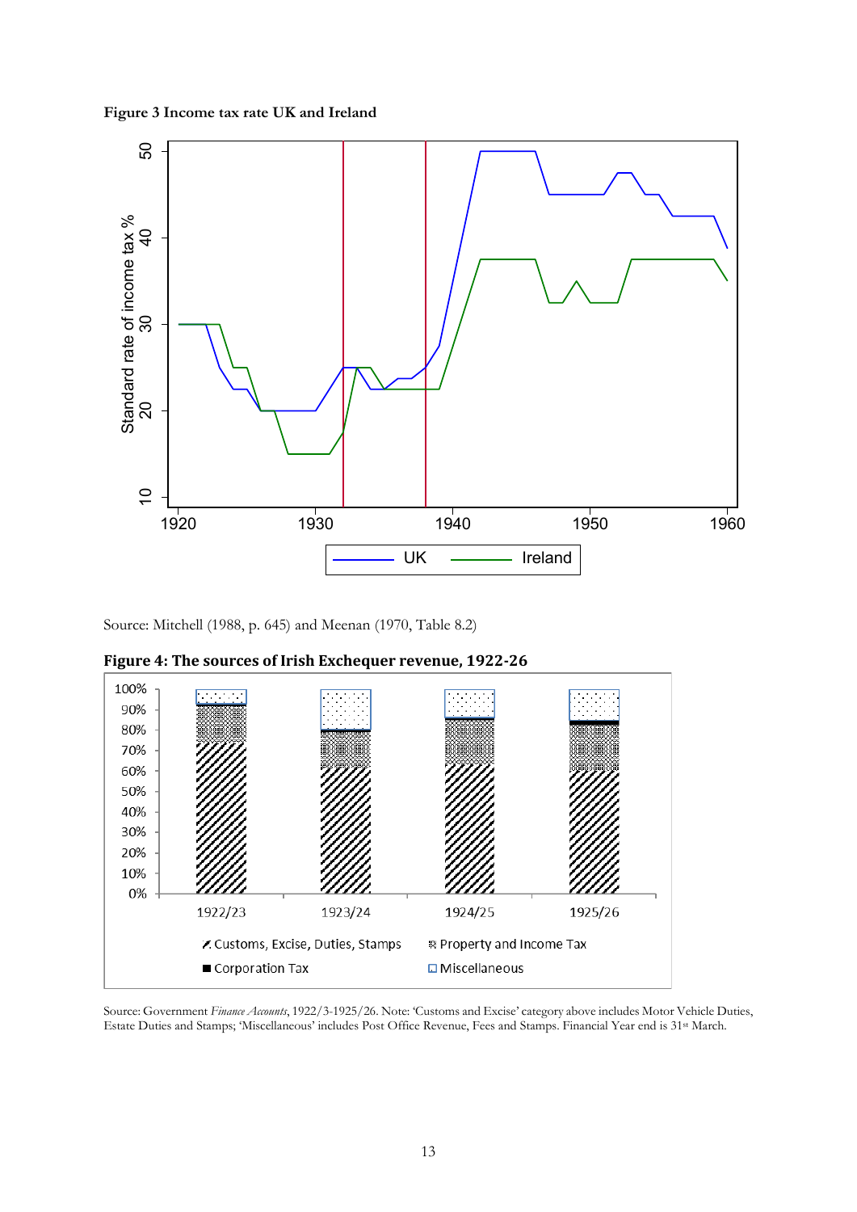**Figure 3 Income tax rate UK and Ireland**

Source: Mitchell (1988, p. 645) and Meenan (1970, Table 8.2)

**Figure 4: The sources of Irish Exchequer revenue, 1922-26**

Source: Government *Finance Accounts*, 1922/3-1925/26. Note: 'Customs and Excise' category above includes Motor Vehicle Duties, Estate Duties and Stamps; 'Miscellaneous' includes Post Office Revenue, Fees and Stamps. Financial Year end is 31st March.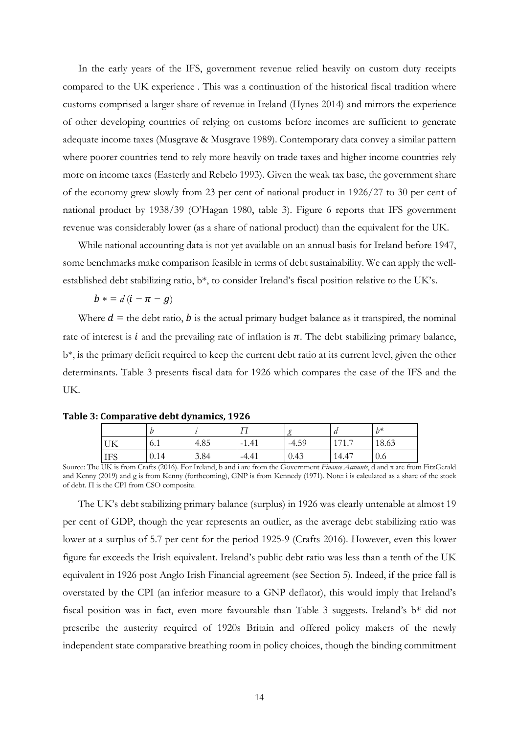In the early years of the IFS, government revenue relied heavily on custom duty receipts compared to the UK experience . This was a continuation of the historical fiscal tradition where customs comprised a larger share of revenue in Ireland (Hynes 2014) and mirrors the experience of other developing countries of relying on customs before incomes are sufficient to generate adequate income taxes (Musgrave & Musgrave 1989). Contemporary data convey a similar pattern where poorer countries tend to rely more heavily on trade taxes and higher income countries rely more on income taxes (Easterly and Rebelo 1993). Given the weak tax base, the government share of the economy grew slowly from 23 per cent of national product in 1926/27 to 30 per cent of national product by 1938/39 (O'Hagan 1980, table 3). Figure 6 reports that IFS government revenue was considerably lower (as a share of national product) than the equivalent for the UK.

While national accounting data is not yet available on an annual basis for Ireland before 1947, some benchmarks make comparison feasible in terms of debt sustainability. We can apply the well-established debt stabilizing ratio, b\*, to consider Ireland's fiscal position relative to the UK's.

$$b* = d(i - \pi - g)$$

Where $d$ = the debt ratio, $b$ is the actual primary budget balance as it transpired, the nominal rate of interest is $i$ and the prevailing rate of inflation is $\pi$. The debt stabilizing primary balance, b*, is the primary deficit required to keep the current debt ratio at its current level, given the other determinants. Table 3 presents fiscal data for 1926 which compares the case of the IFS and the UK.

**Table 3: Comparative debt dynamics, 1926**

| | $b$ | $i$ | $\Pi$ | $g$ | $d$ | $b*$ |
|---|---|---|---|---|---|---|
| UK | 6.1 | 4.85 | -1.41 | -4.59 | 171.7 | 18.63 |
| IFS | 0.14 | 3.84 | -4.41 | 0.43 | 14.47 | 0.6 |

Source: The UK is from Crafts (2016). For Ireland, b and i are from the Government *Finance Accounts*, d and π are from FitzGerald and Kenny (2019) and g is from Kenny (forthcoming), GNP is from Kennedy (1971). Note: i is calculated as a share of the stock of debt. Π is the CPI from CSO composite.

The UK's debt stabilizing primary balance (surplus) in 1926 was clearly untenable at almost 19 per cent of GDP, though the year represents an outlier, as the average debt stabilizing ratio was lower at a surplus of 5.7 per cent for the period 1925-9 (Crafts 2016). However, even this lower figure far exceeds the Irish equivalent. Ireland's public debt ratio was less than a tenth of the UK equivalent in 1926 post Anglo Irish Financial agreement (see Section 5). Indeed, if the price fall is overstated by the CPI (an inferior measure to a GNP deflator), this would imply that Ireland's fiscal position was in fact, even more favourable than Table 3 suggests. Ireland's b* did not prescribe the austerity required of 1920s Britain and offered policy makers of the newly independent state comparative breathing room in policy choices, though the binding commitment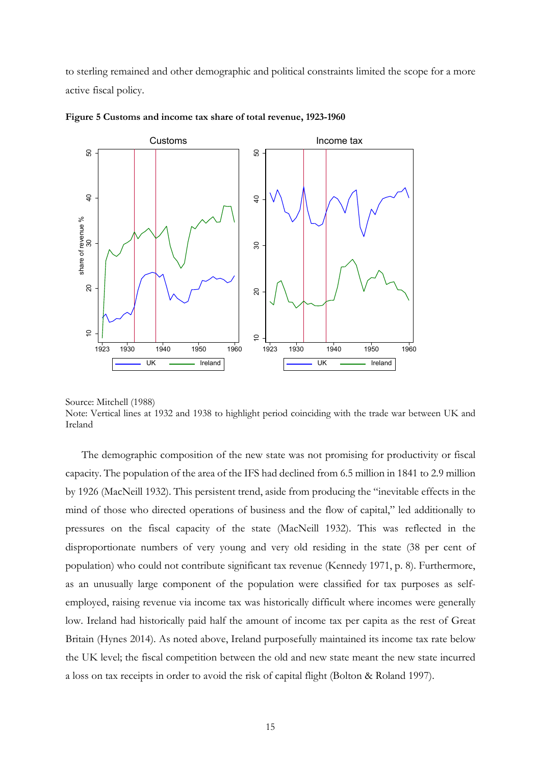to sterling remained and other demographic and political constraints limited the scope for a more active fiscal policy.

**Figure 5 Customs and income tax share of total revenue, 1923-1960**

Source: Mitchell (1988)
Note: Vertical lines at 1932 and 1938 to highlight period coinciding with the trade war between UK and Ireland

The demographic composition of the new state was not promising for productivity or fiscal capacity. The population of the area of the IFS had declined from 6.5 million in 1841 to 2.9 million by 1926 (MacNeill 1932). This persistent trend, aside from producing the "inevitable effects in the mind of those who directed operations of business and the flow of capital," led additionally to pressures on the fiscal capacity of the state (MacNeill 1932). This was reflected in the disproportionate numbers of very young and very old residing in the state (38 per cent of population) who could not contribute significant tax revenue (Kennedy 1971, p. 8). Furthermore, as an unusually large component of the population were classified for tax purposes as self-employed, raising revenue via income tax was historically difficult where incomes were generally low. Ireland had historically paid half the amount of income tax per capita as the rest of Great Britain (Hynes 2014). As noted above, Ireland purposefully maintained its income tax rate below the UK level; the fiscal competition between the old and new state meant the new state incurred a loss on tax receipts in order to avoid the risk of capital flight (Bolton & Roland 1997).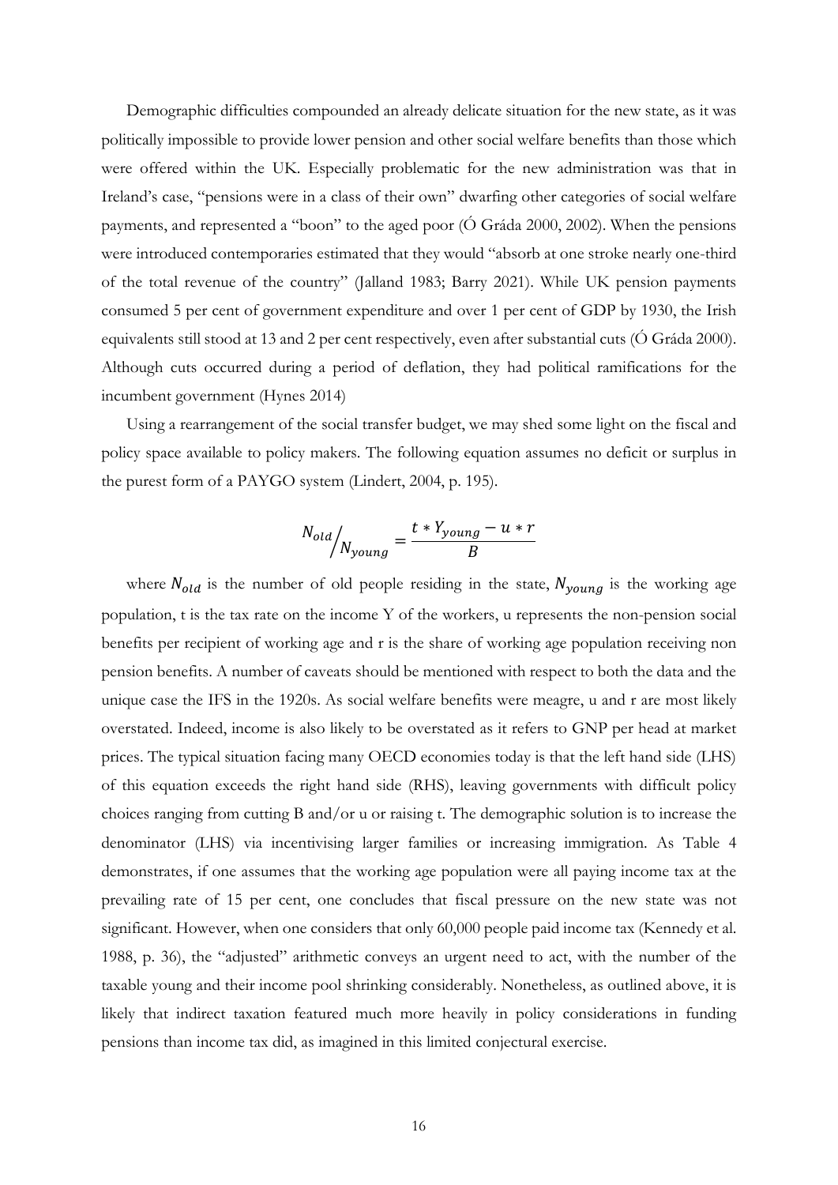Demographic difficulties compounded an already delicate situation for the new state, as it was politically impossible to provide lower pension and other social welfare benefits than those which were offered within the UK. Especially problematic for the new administration was that in Ireland's case, "pensions were in a class of their own" dwarfing other categories of social welfare payments, and represented a "boon" to the aged poor (Ó Gráda 2000, 2002). When the pensions were introduced contemporaries estimated that they would "absorb at one stroke nearly one-third of the total revenue of the country" (Jalland 1983; Barry 2021). While UK pension payments consumed 5 per cent of government expenditure and over 1 per cent of GDP by 1930, the Irish equivalents still stood at 13 and 2 per cent respectively, even after substantial cuts (Ó Gráda 2000). Although cuts occurred during a period of deflation, they had political ramifications for the incumbent government (Hynes 2014)

Using a rearrangement of the social transfer budget, we may shed some light on the fiscal and policy space available to policy makers. The following equation assumes no deficit or surplus in the purest form of a PAYGO system (Lindert, 2004, p. 195).

$$N_{old}/N_{young} = \frac{t * Y_{young} - u * r}{B}$$

where $N_{old}$ is the number of old people residing in the state, $N_{young}$ is the working age population, t is the tax rate on the income Y of the workers, u represents the non-pension social benefits per recipient of working age and r is the share of working age population receiving non pension benefits. A number of caveats should be mentioned with respect to both the data and the unique case the IFS in the 1920s. As social welfare benefits were meagre, u and r are most likely overstated. Indeed, income is also likely to be overstated as it refers to GNP per head at market prices. The typical situation facing many OECD economies today is that the left hand side (LHS) of this equation exceeds the right hand side (RHS), leaving governments with difficult policy choices ranging from cutting B and/or u or raising t. The demographic solution is to increase the denominator (LHS) via incentivising larger families or increasing immigration. As Table 4 demonstrates, if one assumes that the working age population were all paying income tax at the prevailing rate of 15 per cent, one concludes that fiscal pressure on the new state was not significant. However, when one considers that only 60,000 people paid income tax (Kennedy et al. 1988, p. 36), the "adjusted" arithmetic conveys an urgent need to act, with the number of the taxable young and their income pool shrinking considerably. Nonetheless, as outlined above, it is likely that indirect taxation featured much more heavily in policy considerations in funding pensions than income tax did, as imagined in this limited conjectural exercise.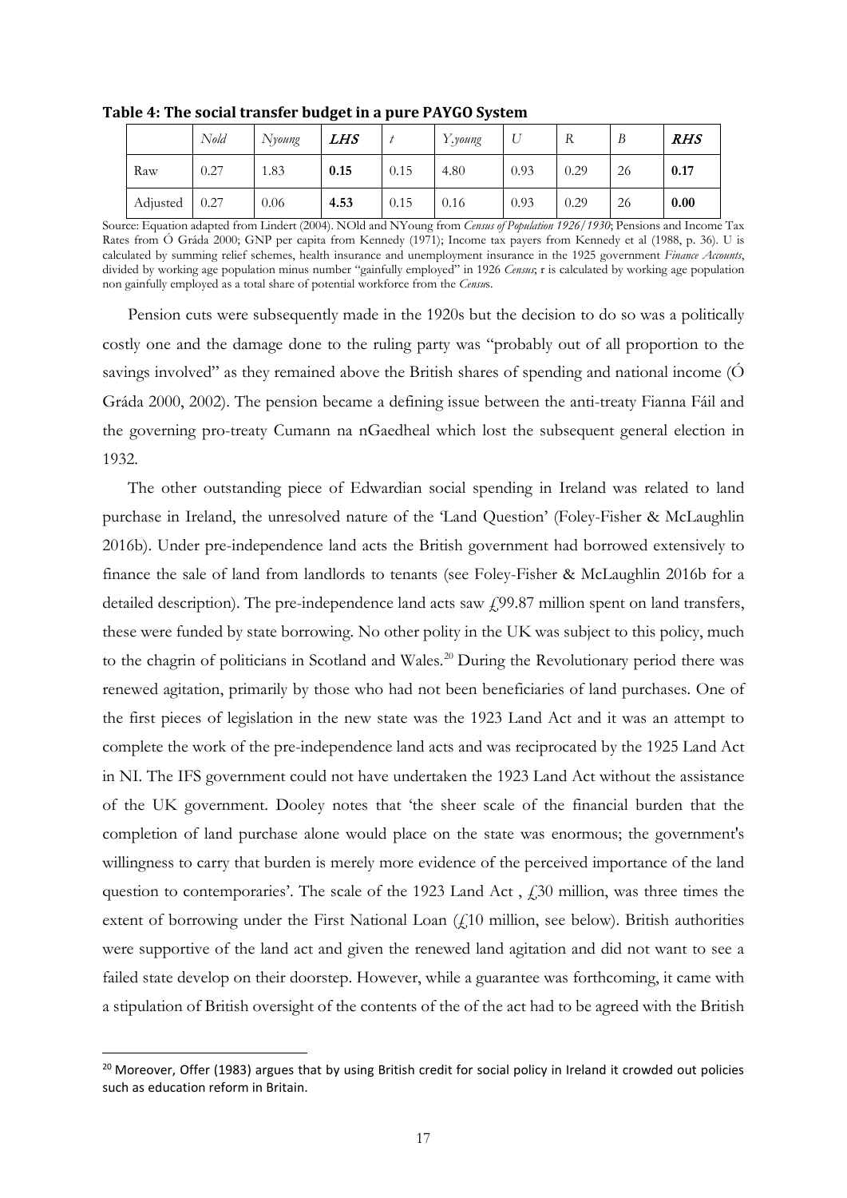**Table 4: The social transfer budget in a pure PAYGO System**

| | *Nold* | *Nyoung* | ***LHS*** | *t* | *Y.young* | *U* | *R* | *B* | ***RHS*** |
|---|---|---|---|---|---|---|---|---|---|
| Raw | 0.27 | 1.83 | **0.15** | 0.15 | 4.80 | 0.93 | 0.29 | 26 | **0.17** |
| Adjusted | 0.27 | 0.06 | **4.53** | 0.15 | 0.16 | 0.93 | 0.29 | 26 | **0.00** |

Source: Equation adapted from Lindert (2004). NOld and NYoung from *Census of Population 1926/1930*; Pensions and Income Tax Rates from Ó Gráda 2000; GNP per capita from Kennedy (1971); Income tax payers from Kennedy et al (1988, p. 36). U is calculated by summing relief schemes, health insurance and unemployment insurance in the 1925 government *Finance Accounts*, divided by working age population minus number "gainfully employed" in 1926 *Census*; r is calculated by working age population non gainfully employed as a total share of potential workforce from the *Census*.

Pension cuts were subsequently made in the 1920s but the decision to do so was a politically costly one and the damage done to the ruling party was "probably out of all proportion to the savings involved" as they remained above the British shares of spending and national income (Ó Gráda 2000, 2002). The pension became a defining issue between the anti-treaty Fianna Fáil and the governing pro-treaty Cumann na nGaedheal which lost the subsequent general election in 1932.

The other outstanding piece of Edwardian social spending in Ireland was related to land purchase in Ireland, the unresolved nature of the 'Land Question' (Foley-Fisher & McLaughlin 2016b). Under pre-independence land acts the British government had borrowed extensively to finance the sale of land from landlords to tenants (see Foley-Fisher & McLaughlin 2016b for a detailed description). The pre-independence land acts saw £99.87 million spent on land transfers, these were funded by state borrowing. No other polity in the UK was subject to this policy, much to the chagrin of politicians in Scotland and Wales.[20] During the Revolutionary period there was renewed agitation, primarily by those who had not been beneficiaries of land purchases. One of the first pieces of legislation in the new state was the 1923 Land Act and it was an attempt to complete the work of the pre-independence land acts and was reciprocated by the 1925 Land Act in NI. The IFS government could not have undertaken the 1923 Land Act without the assistance of the UK government. Dooley notes that 'the sheer scale of the financial burden that the completion of land purchase alone would place on the state was enormous; the government's willingness to carry that burden is merely more evidence of the perceived importance of the land question to contemporaries'. The scale of the 1923 Land Act , £30 million, was three times the extent of borrowing under the First National Loan (£10 million, see below). British authorities were supportive of the land act and given the renewed land agitation and did not want to see a failed state develop on their doorstep. However, while a guarantee was forthcoming, it came with a stipulation of British oversight of the contents of the of the act had to be agreed with the British

[20] Moreover, Offer (1983) argues that by using British credit for social policy in Ireland it crowded out policies such as education reform in Britain.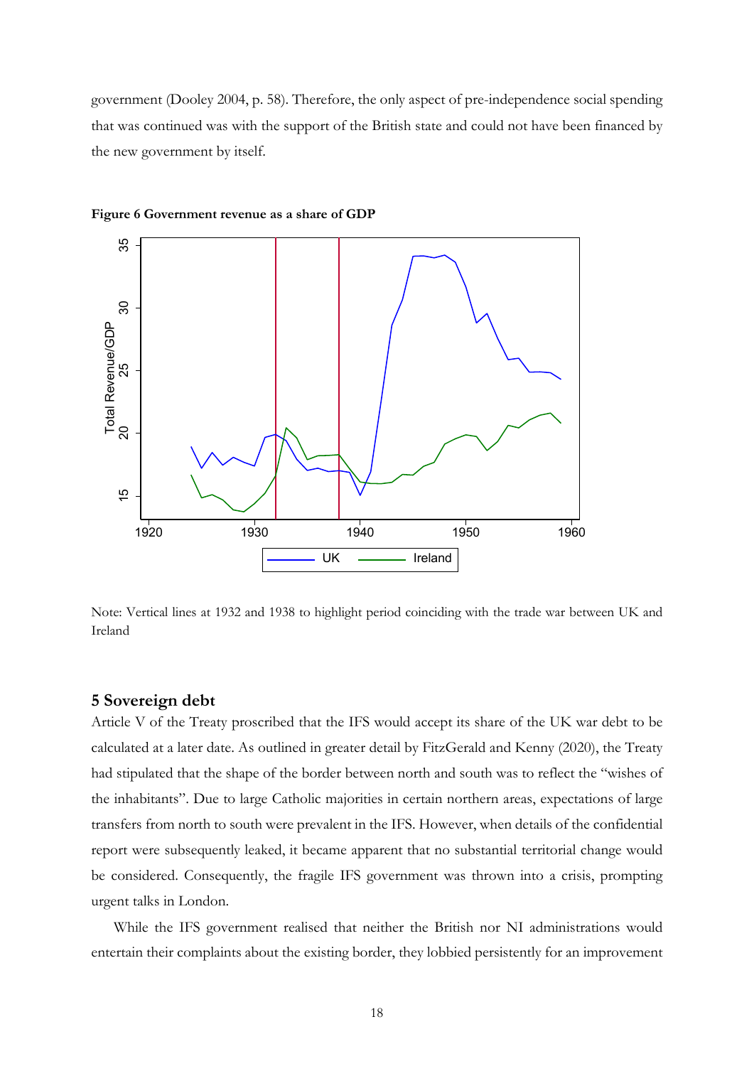government (Dooley 2004, p. 58). Therefore, the only aspect of pre-independence social spending that was continued was with the support of the British state and could not have been financed by the new government by itself.

**Figure 6 Government revenue as a share of GDP**

Note: Vertical lines at 1932 and 1938 to highlight period coinciding with the trade war between UK and Ireland

## 5 Sovereign debt

Article V of the Treaty proscribed that the IFS would accept its share of the UK war debt to be calculated at a later date. As outlined in greater detail by FitzGerald and Kenny (2020), the Treaty had stipulated that the shape of the border between north and south was to reflect the "wishes of the inhabitants". Due to large Catholic majorities in certain northern areas, expectations of large transfers from north to south were prevalent in the IFS. However, when details of the confidential report were subsequently leaked, it became apparent that no substantial territorial change would be considered. Consequently, the fragile IFS government was thrown into a crisis, prompting urgent talks in London.

While the IFS government realised that neither the British nor NI administrations would entertain their complaints about the existing border, they lobbied persistently for an improvement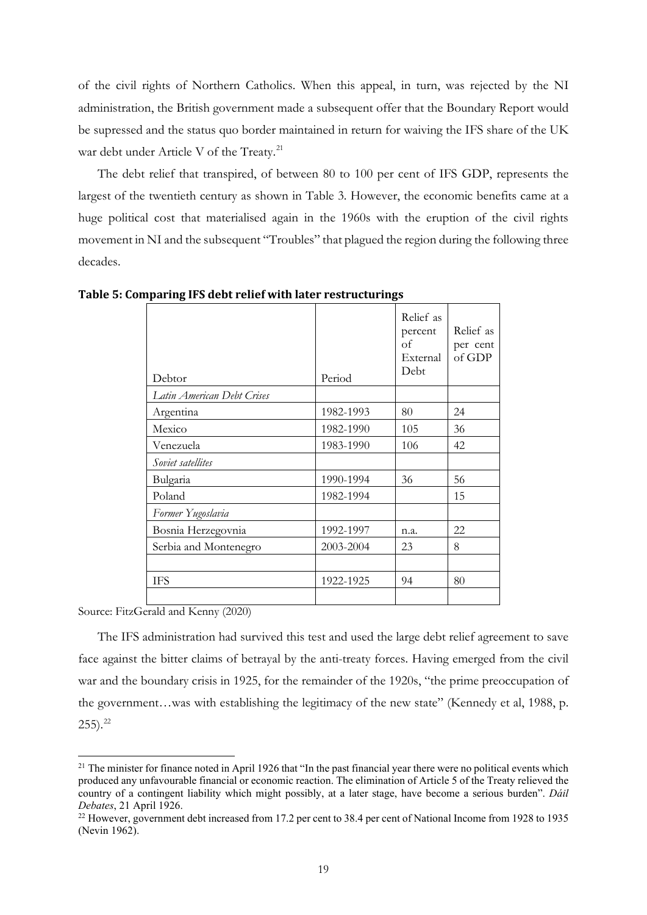of the civil rights of Northern Catholics. When this appeal, in turn, was rejected by the NI administration, the British government made a subsequent offer that the Boundary Report would be supressed and the status quo border maintained in return for waiving the IFS share of the UK war debt under Article V of the Treaty.[21]

The debt relief that transpired, of between 80 to 100 per cent of IFS GDP, represents the largest of the twentieth century as shown in Table 3. However, the economic benefits came at a huge political cost that materialised again in the 1960s with the eruption of the civil rights movement in NI and the subsequent "Troubles" that plagued the region during the following three decades.

**Table 5: Comparing IFS debt relief with later restructurings**

| Debtor | Period | Relief as percent of External Debt | Relief as per cent of GDP |
|---|---|---|---|
| *Latin American Debt Crises* | | | |
| Argentina | 1982-1993 | 80 | 24 |
| Mexico | 1982-1990 | 105 | 36 |
| Venezuela | 1983-1990 | 106 | 42 |
| *Soviet satellites* | | | |
| Bulgaria | 1990-1994 | 36 | 56 |
| Poland | 1982-1994 | | 15 |
| *Former Yugoslavia* | | | |
| Bosnia Herzegovnia | 1992-1997 | n.a. | 22 |
| Serbia and Montenegro | 2003-2004 | 23 | 8 |
| | | | |
| IFS | 1922-1925 | 94 | 80 |
| | | | |

Source: FitzGerald and Kenny (2020)

The IFS administration had survived this test and used the large debt relief agreement to save face against the bitter claims of betrayal by the anti-treaty forces. Having emerged from the civil war and the boundary crisis in 1925, for the remainder of the 1920s, "the prime preoccupation of the government…was with establishing the legitimacy of the new state" (Kennedy et al, 1988, p. 255).[22]

[21] The minister for finance noted in April 1926 that "In the past financial year there were no political events which produced any unfavourable financial or economic reaction. The elimination of Article 5 of the Treaty relieved the country of a contingent liability which might possibly, at a later stage, have become a serious burden". *Dáil Debates*, 21 April 1926.

[22] However, government debt increased from 17.2 per cent to 38.4 per cent of National Income from 1928 to 1935 (Nevin 1962).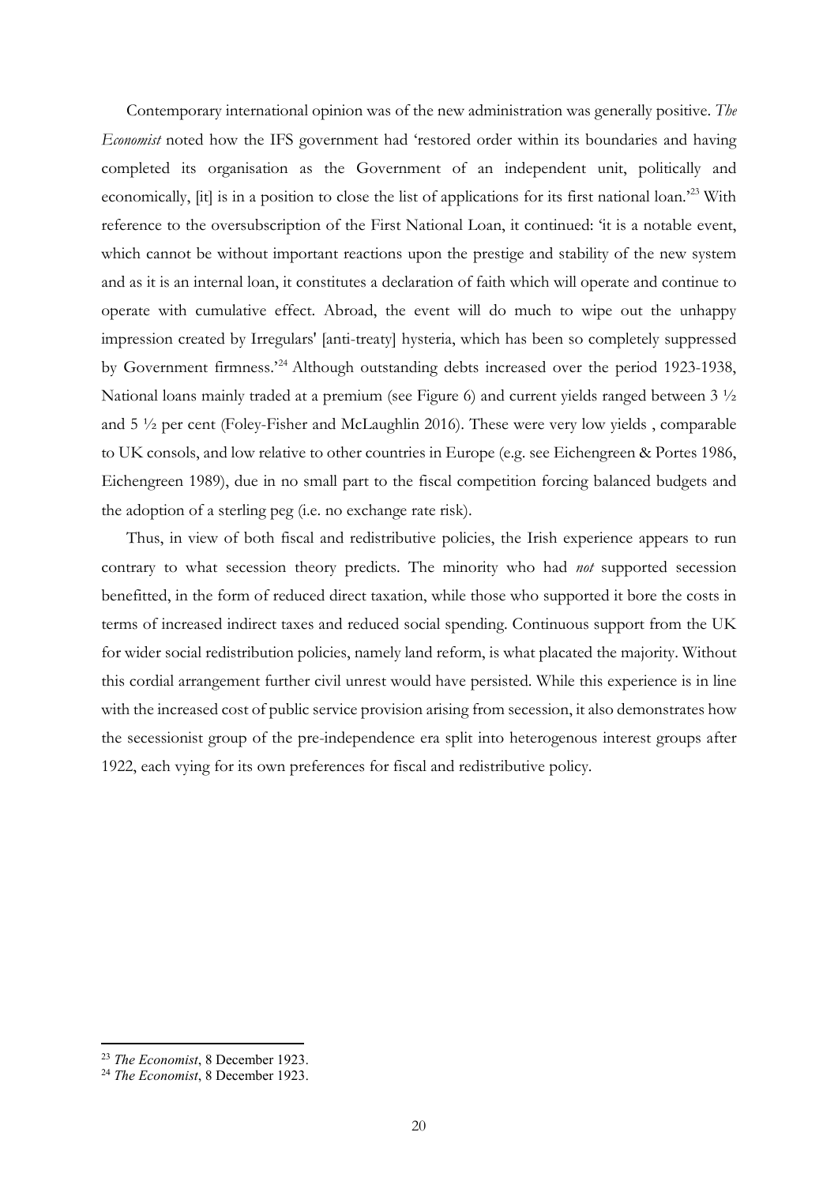Contemporary international opinion was of the new administration was generally positive. *The Economist* noted how the IFS government had 'restored order within its boundaries and having completed its organisation as the Government of an independent unit, politically and economically, [it] is in a position to close the list of applications for its first national loan.'[23] With reference to the oversubscription of the First National Loan, it continued: 'it is a notable event, which cannot be without important reactions upon the prestige and stability of the new system and as it is an internal loan, it constitutes a declaration of faith which will operate and continue to operate with cumulative effect. Abroad, the event will do much to wipe out the unhappy impression created by Irregulars' [anti-treaty] hysteria, which has been so completely suppressed by Government firmness.'[24] Although outstanding debts increased over the period 1923-1938, National loans mainly traded at a premium (see Figure 6) and current yields ranged between 3 ½ and 5 ½ per cent (Foley-Fisher and McLaughlin 2016). These were very low yields , comparable to UK consols, and low relative to other countries in Europe (e.g. see Eichengreen & Portes 1986, Eichengreen 1989), due in no small part to the fiscal competition forcing balanced budgets and the adoption of a sterling peg (i.e. no exchange rate risk).

Thus, in view of both fiscal and redistributive policies, the Irish experience appears to run contrary to what secession theory predicts. The minority who had *not* supported secession benefitted, in the form of reduced direct taxation, while those who supported it bore the costs in terms of increased indirect taxes and reduced social spending. Continuous support from the UK for wider social redistribution policies, namely land reform, is what placated the majority. Without this cordial arrangement further civil unrest would have persisted. While this experience is in line with the increased cost of public service provision arising from secession, it also demonstrates how the secessionist group of the pre-independence era split into heterogenous interest groups after 1922, each vying for its own preferences for fiscal and redistributive policy.

[23] *The Economist*, 8 December 1923.

[24] *The Economist*, 8 December 1923.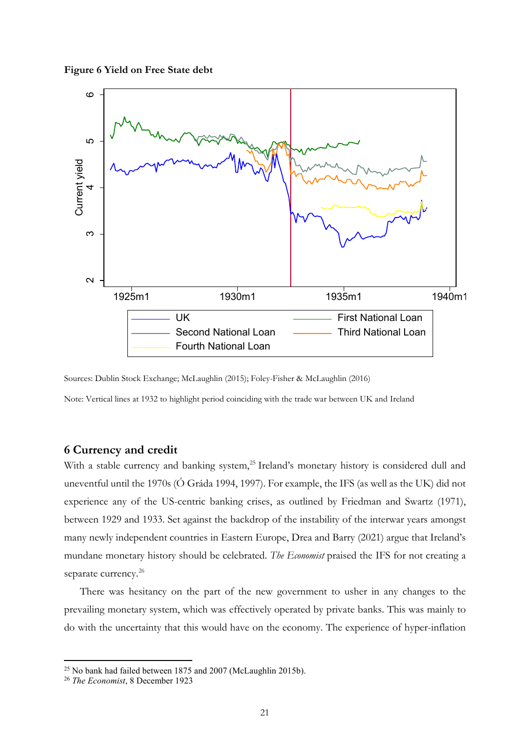**Figure 6 Yield on Free State debt**

Sources: Dublin Stock Exchange; McLaughlin (2015); Foley-Fisher & McLaughlin (2016)

Note: Vertical lines at 1932 to highlight period coinciding with the trade war between UK and Ireland

## 6 Currency and credit

With a stable currency and banking system,[25] Ireland's monetary history is considered dull and uneventful until the 1970s (Ó Gráda 1994, 1997). For example, the IFS (as well as the UK) did not experience any of the US-centric banking crises, as outlined by Friedman and Swartz (1971), between 1929 and 1933. Set against the backdrop of the instability of the interwar years amongst many newly independent countries in Eastern Europe, Drea and Barry (2021) argue that Ireland's mundane monetary history should be celebrated. *The Economist* praised the IFS for not creating a separate currency.[26]

There was hesitancy on the part of the new government to usher in any changes to the prevailing monetary system, which was effectively operated by private banks. This was mainly to do with the uncertainty that this would have on the economy. The experience of hyper-inflation

[25] No bank had failed between 1875 and 2007 (McLaughlin 2015b).

[26] *The Economist*, 8 December 1923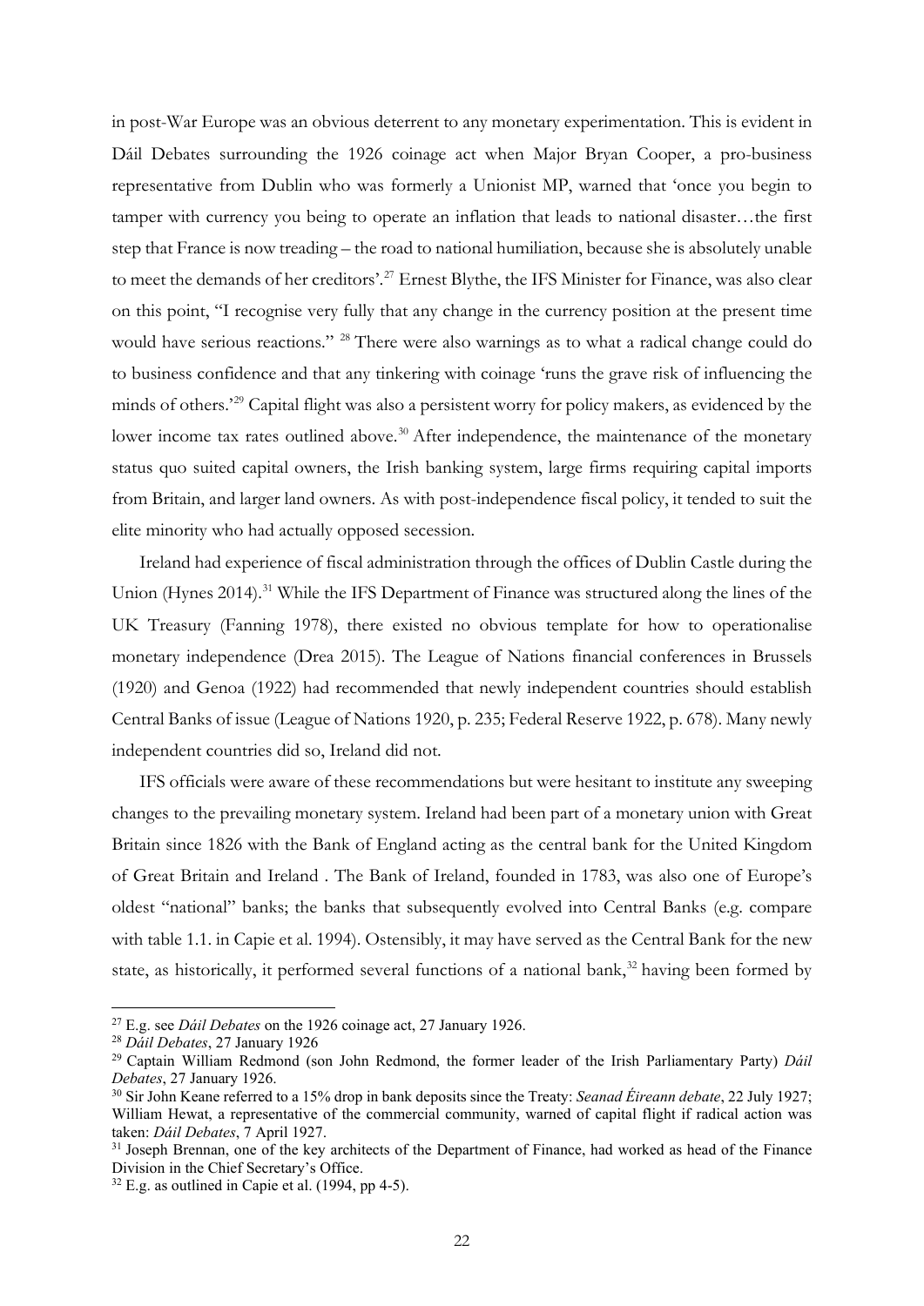in post-War Europe was an obvious deterrent to any monetary experimentation. This is evident in Dáil Debates surrounding the 1926 coinage act when Major Bryan Cooper, a pro-business representative from Dublin who was formerly a Unionist MP, warned that 'once you begin to tamper with currency you being to operate an inflation that leads to national disaster…the first step that France is now treading – the road to national humiliation, because she is absolutely unable to meet the demands of her creditors'.[27] Ernest Blythe, the IFS Minister for Finance, was also clear on this point, "I recognise very fully that any change in the currency position at the present time would have serious reactions." [28] There were also warnings as to what a radical change could do to business confidence and that any tinkering with coinage 'runs the grave risk of influencing the minds of others.'[29] Capital flight was also a persistent worry for policy makers, as evidenced by the lower income tax rates outlined above.[30] After independence, the maintenance of the monetary status quo suited capital owners, the Irish banking system, large firms requiring capital imports from Britain, and larger land owners. As with post-independence fiscal policy, it tended to suit the elite minority who had actually opposed secession.

Ireland had experience of fiscal administration through the offices of Dublin Castle during the Union (Hynes 2014).[31] While the IFS Department of Finance was structured along the lines of the UK Treasury (Fanning 1978), there existed no obvious template for how to operationalise monetary independence (Drea 2015). The League of Nations financial conferences in Brussels (1920) and Genoa (1922) had recommended that newly independent countries should establish Central Banks of issue (League of Nations 1920, p. 235; Federal Reserve 1922, p. 678). Many newly independent countries did so, Ireland did not.

IFS officials were aware of these recommendations but were hesitant to institute any sweeping changes to the prevailing monetary system. Ireland had been part of a monetary union with Great Britain since 1826 with the Bank of England acting as the central bank for the United Kingdom of Great Britain and Ireland . The Bank of Ireland, founded in 1783, was also one of Europe's oldest "national" banks; the banks that subsequently evolved into Central Banks (e.g. compare with table 1.1. in Capie et al. 1994). Ostensibly, it may have served as the Central Bank for the new state, as historically, it performed several functions of a national bank,[32] having been formed by

---

[27] E.g. see *Dáil Debates* on the 1926 coinage act, 27 January 1926.

[28] *Dáil Debates*, 27 January 1926

[29] Captain William Redmond (son John Redmond, the former leader of the Irish Parliamentary Party) *Dáil Debates*, 27 January 1926.

[30] Sir John Keane referred to a 15% drop in bank deposits since the Treaty: *Seanad Éireann debate*, 22 July 1927; William Hewat, a representative of the commercial community, warned of capital flight if radical action was taken: *Dáil Debates*, 7 April 1927.

[31] Joseph Brennan, one of the key architects of the Department of Finance, had worked as head of the Finance Division in the Chief Secretary's Office.

[32] E.g. as outlined in Capie et al. (1994, pp 4-5).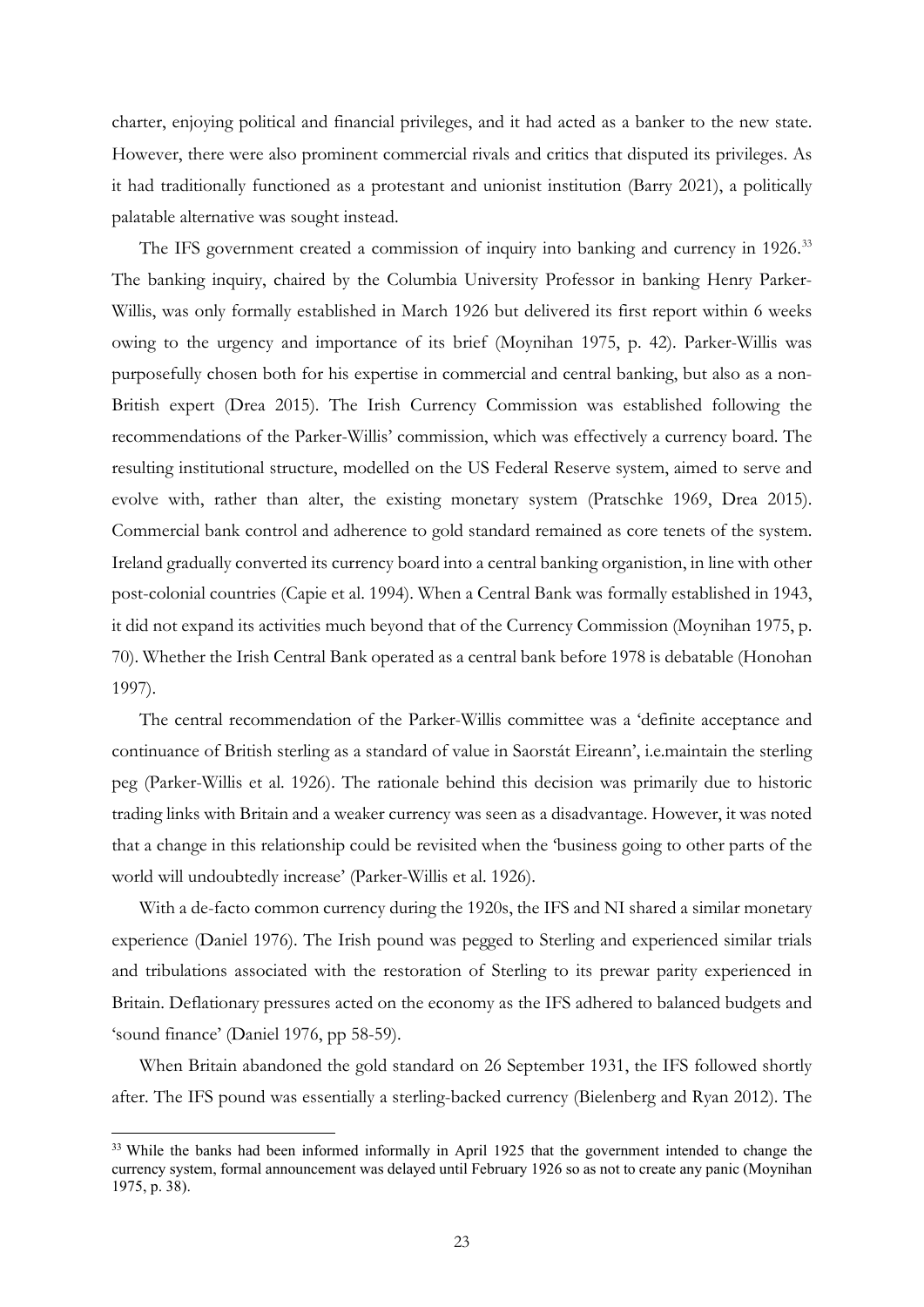charter, enjoying political and financial privileges, and it had acted as a banker to the new state. However, there were also prominent commercial rivals and critics that disputed its privileges. As it had traditionally functioned as a protestant and unionist institution (Barry 2021), a politically palatable alternative was sought instead.

The IFS government created a commission of inquiry into banking and currency in 1926.[33] The banking inquiry, chaired by the Columbia University Professor in banking Henry Parker-Willis, was only formally established in March 1926 but delivered its first report within 6 weeks owing to the urgency and importance of its brief (Moynihan 1975, p. 42). Parker-Willis was purposefully chosen both for his expertise in commercial and central banking, but also as a non-British expert (Drea 2015). The Irish Currency Commission was established following the recommendations of the Parker-Willis' commission, which was effectively a currency board. The resulting institutional structure, modelled on the US Federal Reserve system, aimed to serve and evolve with, rather than alter, the existing monetary system (Pratschke 1969, Drea 2015). Commercial bank control and adherence to gold standard remained as core tenets of the system. Ireland gradually converted its currency board into a central banking organistion, in line with other post-colonial countries (Capie et al. 1994). When a Central Bank was formally established in 1943, it did not expand its activities much beyond that of the Currency Commission (Moynihan 1975, p. 70). Whether the Irish Central Bank operated as a central bank before 1978 is debatable (Honohan 1997).

The central recommendation of the Parker-Willis committee was a 'definite acceptance and continuance of British sterling as a standard of value in Saorstát Eireann', i.e.maintain the sterling peg (Parker-Willis et al. 1926). The rationale behind this decision was primarily due to historic trading links with Britain and a weaker currency was seen as a disadvantage. However, it was noted that a change in this relationship could be revisited when the 'business going to other parts of the world will undoubtedly increase' (Parker-Willis et al. 1926).

With a de-facto common currency during the 1920s, the IFS and NI shared a similar monetary experience (Daniel 1976). The Irish pound was pegged to Sterling and experienced similar trials and tribulations associated with the restoration of Sterling to its prewar parity experienced in Britain. Deflationary pressures acted on the economy as the IFS adhered to balanced budgets and 'sound finance' (Daniel 1976, pp 58-59).

When Britain abandoned the gold standard on 26 September 1931, the IFS followed shortly after. The IFS pound was essentially a sterling-backed currency (Bielenberg and Ryan 2012). The

[33] While the banks had been informed informally in April 1925 that the government intended to change the currency system, formal announcement was delayed until February 1926 so as not to create any panic (Moynihan 1975, p. 38).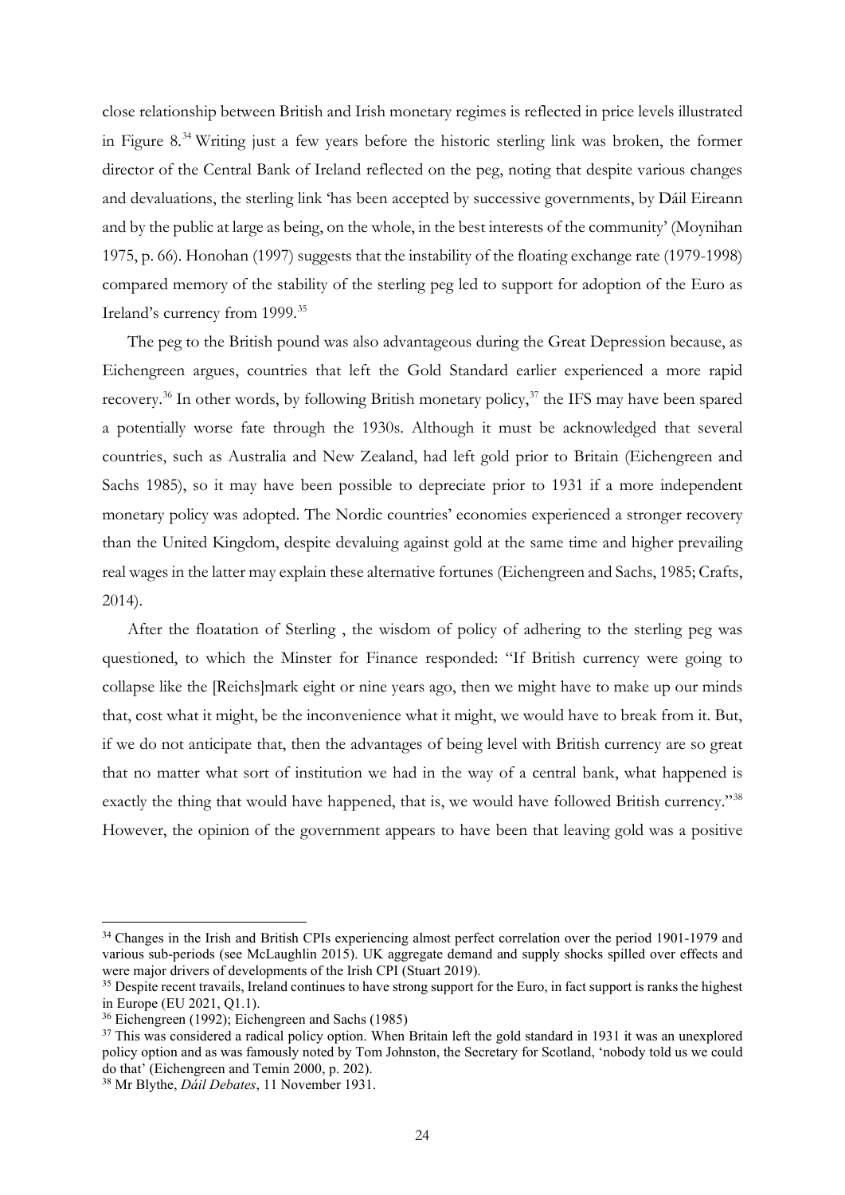close relationship between British and Irish monetary regimes is reflected in price levels illustrated in Figure 8.[34] Writing just a few years before the historic sterling link was broken, the former director of the Central Bank of Ireland reflected on the peg, noting that despite various changes and devaluations, the sterling link 'has been accepted by successive governments, by Dáil Eireann and by the public at large as being, on the whole, in the best interests of the community' (Moynihan 1975, p. 66). Honohan (1997) suggests that the instability of the floating exchange rate (1979-1998) compared memory of the stability of the sterling peg led to support for adoption of the Euro as Ireland's currency from 1999.[35]

The peg to the British pound was also advantageous during the Great Depression because, as Eichengreen argues, countries that left the Gold Standard earlier experienced a more rapid recovery.[36] In other words, by following British monetary policy,[37] the IFS may have been spared a potentially worse fate through the 1930s. Although it must be acknowledged that several countries, such as Australia and New Zealand, had left gold prior to Britain (Eichengreen and Sachs 1985), so it may have been possible to depreciate prior to 1931 if a more independent monetary policy was adopted. The Nordic countries' economies experienced a stronger recovery than the United Kingdom, despite devaluing against gold at the same time and higher prevailing real wages in the latter may explain these alternative fortunes (Eichengreen and Sachs, 1985; Crafts, 2014).

After the floatation of Sterling , the wisdom of policy of adhering to the sterling peg was questioned, to which the Minster for Finance responded: "If British currency were going to collapse like the [Reichs]mark eight or nine years ago, then we might have to make up our minds that, cost what it might, be the inconvenience what it might, we would have to break from it. But, if we do not anticipate that, then the advantages of being level with British currency are so great that no matter what sort of institution we had in the way of a central bank, what happened is exactly the thing that would have happened, that is, we would have followed British currency."[38] However, the opinion of the government appears to have been that leaving gold was a positive

---

[34] Changes in the Irish and British CPIs experiencing almost perfect correlation over the period 1901-1979 and various sub-periods (see McLaughlin 2015). UK aggregate demand and supply shocks spilled over effects and were major drivers of developments of the Irish CPI (Stuart 2019).

[35] Despite recent travails, Ireland continues to have strong support for the Euro, in fact support is ranks the highest in Europe (EU 2021, Q1.1).

[36] Eichengreen (1992); Eichengreen and Sachs (1985)

[37] This was considered a radical policy option. When Britain left the gold standard in 1931 it was an unexplored policy option and as was famously noted by Tom Johnston, the Secretary for Scotland, 'nobody told us we could do that' (Eichengreen and Temin 2000, p. 202).

[38] Mr Blythe, *Dáil Debates*, 11 November 1931.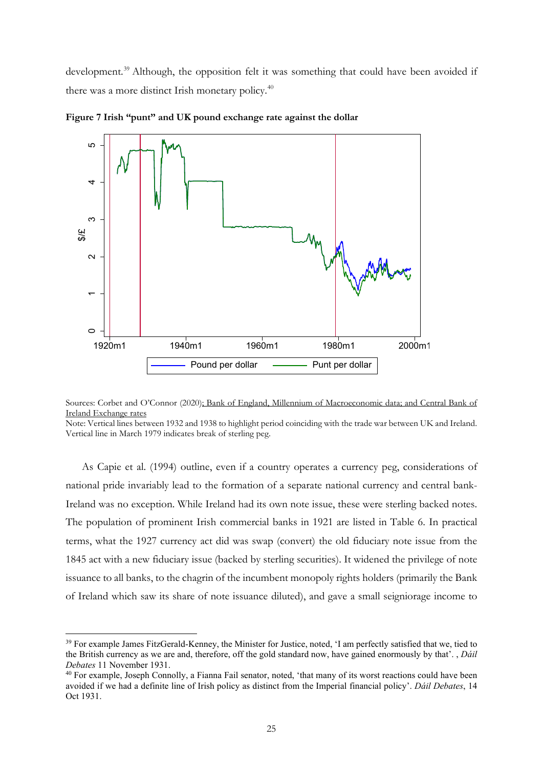development.[39] Although, the opposition felt it was something that could have been avoided if there was a more distinct Irish monetary policy.[40]

**Figure 7 Irish "punt" and UK pound exchange rate against the dollar**

Sources: Corbet and O'Connor (2020); Bank of England, Millennium of Macroeconomic data; and Central Bank of Ireland Exchange rates

Note: Vertical lines between 1932 and 1938 to highlight period coinciding with the trade war between UK and Ireland. Vertical line in March 1979 indicates break of sterling peg.

As Capie et al. (1994) outline, even if a country operates a currency peg, considerations of national pride invariably lead to the formation of a separate national currency and central bank- Ireland was no exception. While Ireland had its own note issue, these were sterling backed notes. The population of prominent Irish commercial banks in 1921 are listed in Table 6. In practical terms, what the 1927 currency act did was swap (convert) the old fiduciary note issue from the 1845 act with a new fiduciary issue (backed by sterling securities). It widened the privilege of note issuance to all banks, to the chagrin of the incumbent monopoly rights holders (primarily the Bank of Ireland which saw its share of note issuance diluted), and gave a small seigniorage income to

[39] For example James FitzGerald-Kenney, the Minister for Justice, noted, 'I am perfectly satisfied that we, tied to the British currency as we are and, therefore, off the gold standard now, have gained enormously by that'. , *Dáil Debates* 11 November 1931.

[40] For example, Joseph Connolly, a Fianna Fail senator, noted, 'that many of its worst reactions could have been avoided if we had a definite line of Irish policy as distinct from the Imperial financial policy'. *Dáil Debates*, 14 Oct 1931.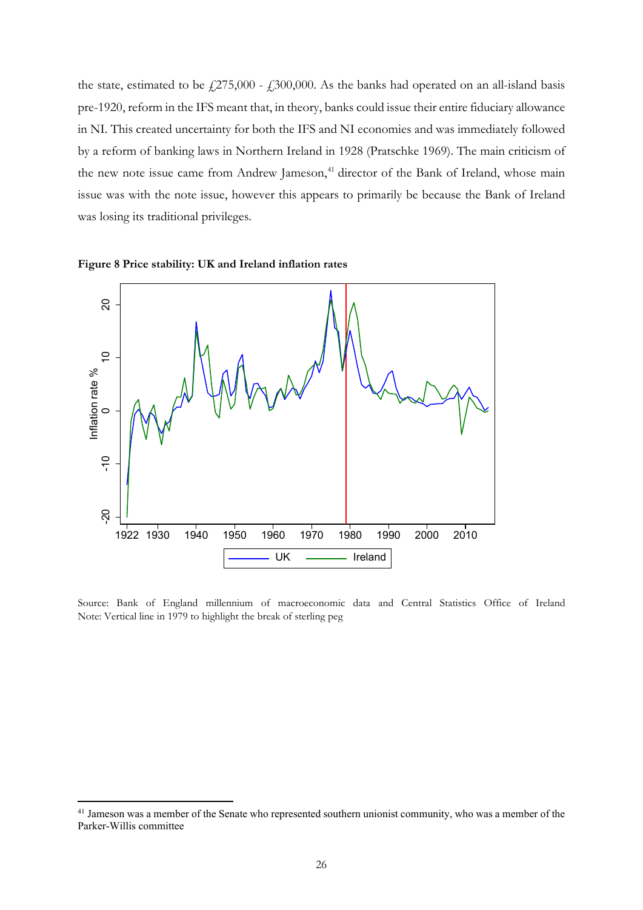the state, estimated to be £275,000 - £300,000. As the banks had operated on an all-island basis pre-1920, reform in the IFS meant that, in theory, banks could issue their entire fiduciary allowance in NI. This created uncertainty for both the IFS and NI economies and was immediately followed by a reform of banking laws in Northern Ireland in 1928 (Pratschke 1969). The main criticism of the new note issue came from Andrew Jameson,[41] director of the Bank of Ireland, whose main issue was with the note issue, however this appears to primarily be because the Bank of Ireland was losing its traditional privileges.

**Figure 8 Price stability: UK and Ireland inflation rates**

Source: Bank of England millennium of macroeconomic data and Central Statistics Office of Ireland
Note: Vertical line in 1979 to highlight the break of sterling peg

[41] Jameson was a member of the Senate who represented southern unionist community, who was a member of the Parker-Willis committee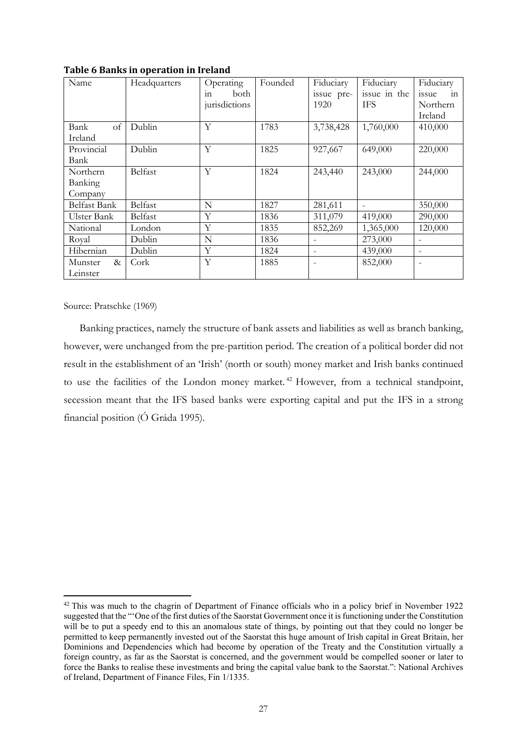**Table 6 Banks in operation in Ireland**

| Name | Headquarters | Operating in both jurisdictions | Founded | Fiduciary issue pre-1920 | Fiduciary issue in the IFS | Fiduciary issue in Northern Ireland |
|---|---|---|---|---|---|---|
| Bank of Ireland | Dublin | Y | 1783 | 3,738,428 | 1,760,000 | 410,000 |
| Provincial Bank | Dublin | Y | 1825 | 927,667 | 649,000 | 220,000 |
| Northern Banking Company | Belfast | Y | 1824 | 243,440 | 243,000 | 244,000 |
| Belfast Bank | Belfast | N | 1827 | 281,611 | - | 350,000 |
| Ulster Bank | Belfast | Y | 1836 | 311,079 | 419,000 | 290,000 |
| National | London | Y | 1835 | 852,269 | 1,365,000 | 120,000 |
| Royal | Dublin | N | 1836 | - | 273,000 | - |
| Hibernian | Dublin | Y | 1824 | - | 439,000 | - |
| Munster & Leinster | Cork | Y | 1885 | - | 852,000 | - |

Source: Pratschke (1969)

Banking practices, namely the structure of bank assets and liabilities as well as branch banking, however, were unchanged from the pre-partition period. The creation of a political border did not result in the establishment of an 'Irish' (north or south) money market and Irish banks continued to use the facilities of the London money market.[42] However, from a technical standpoint, secession meant that the IFS based banks were exporting capital and put the IFS in a strong financial position (Ó Gráda 1995).

[42] This was much to the chagrin of Department of Finance officials who in a policy brief in November 1922 suggested that the "'One of the first duties of the Saorstat Government once it is functioning under the Constitution will be to put a speedy end to this an anomalous state of things, by pointing out that they could no longer be permitted to keep permanently invested out of the Saorstat this huge amount of Irish capital in Great Britain, her Dominions and Dependencies which had become by operation of the Treaty and the Constitution virtually a foreign country, as far as the Saorstat is concerned, and the government would be compelled sooner or later to force the Banks to realise these investments and bring the capital value bank to the Saorstat.": National Archives of Ireland, Department of Finance Files, Fin 1/1335.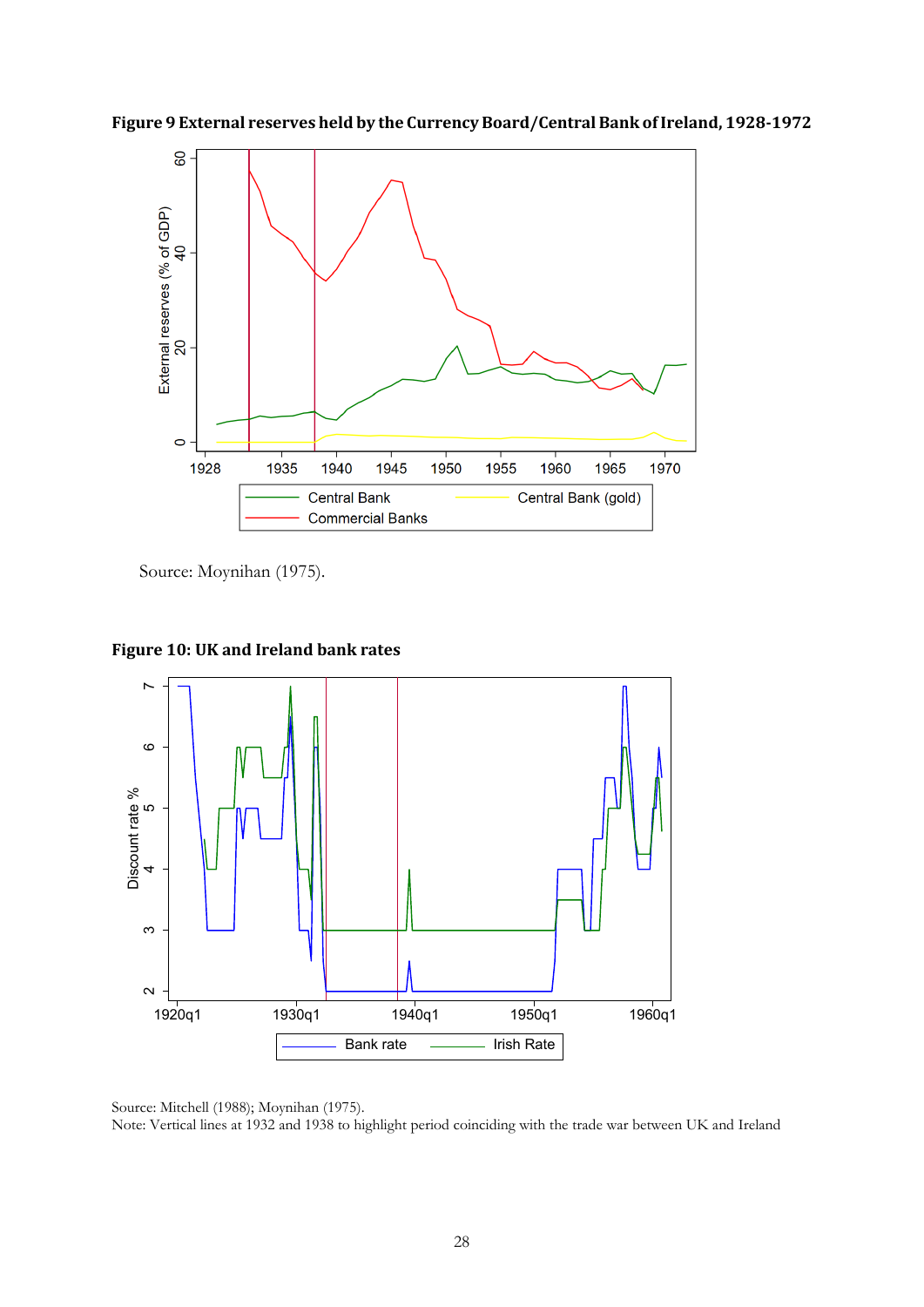**Figure 9 External reserves held by the Currency Board/Central Bank of Ireland, 1928-1972**

Source: Moynihan (1975).

**Figure 10: UK and Ireland bank rates**

Source: Mitchell (1988); Moynihan (1975).
Note: Vertical lines at 1932 and 1938 to highlight period coinciding with the trade war between UK and Ireland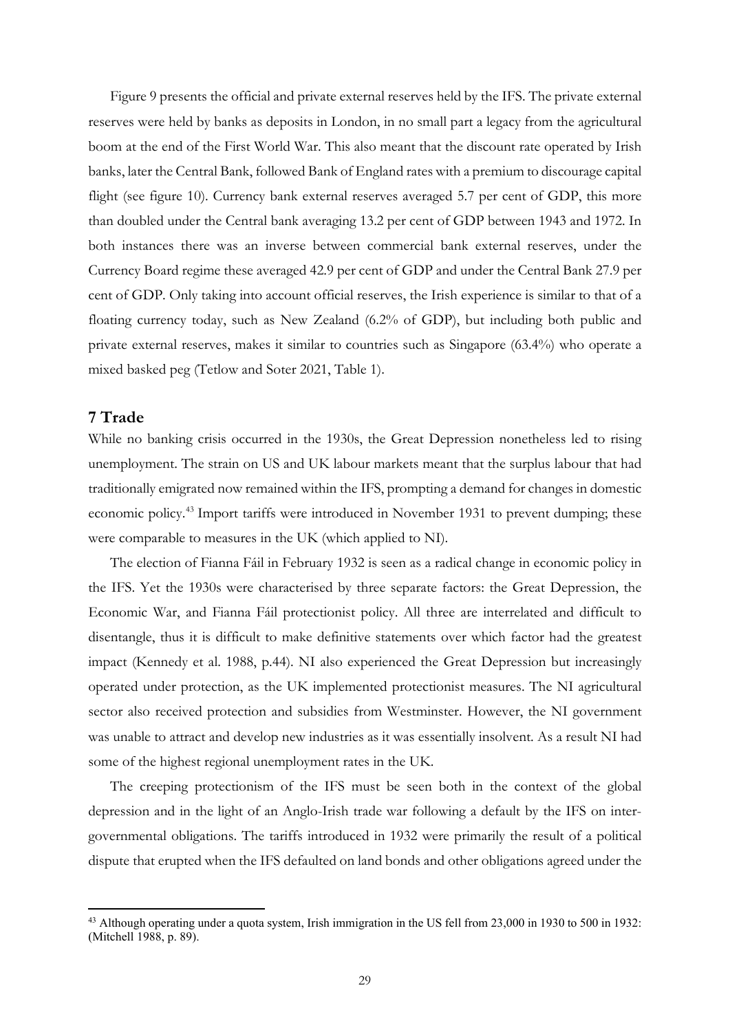Figure 9 presents the official and private external reserves held by the IFS. The private external reserves were held by banks as deposits in London, in no small part a legacy from the agricultural boom at the end of the First World War. This also meant that the discount rate operated by Irish banks, later the Central Bank, followed Bank of England rates with a premium to discourage capital flight (see figure 10). Currency bank external reserves averaged 5.7 per cent of GDP, this more than doubled under the Central bank averaging 13.2 per cent of GDP between 1943 and 1972. In both instances there was an inverse between commercial bank external reserves, under the Currency Board regime these averaged 42.9 per cent of GDP and under the Central Bank 27.9 per cent of GDP. Only taking into account official reserves, the Irish experience is similar to that of a floating currency today, such as New Zealand (6.2% of GDP), but including both public and private external reserves, makes it similar to countries such as Singapore (63.4%) who operate a mixed basked peg (Tetlow and Soter 2021, Table 1).

## 7 Trade

While no banking crisis occurred in the 1930s, the Great Depression nonetheless led to rising unemployment. The strain on US and UK labour markets meant that the surplus labour that had traditionally emigrated now remained within the IFS, prompting a demand for changes in domestic economic policy.[43] Import tariffs were introduced in November 1931 to prevent dumping; these were comparable to measures in the UK (which applied to NI).

The election of Fianna Fáil in February 1932 is seen as a radical change in economic policy in the IFS. Yet the 1930s were characterised by three separate factors: the Great Depression, the Economic War, and Fianna Fáil protectionist policy. All three are interrelated and difficult to disentangle, thus it is difficult to make definitive statements over which factor had the greatest impact (Kennedy et al. 1988, p.44). NI also experienced the Great Depression but increasingly operated under protection, as the UK implemented protectionist measures. The NI agricultural sector also received protection and subsidies from Westminster. However, the NI government was unable to attract and develop new industries as it was essentially insolvent. As a result NI had some of the highest regional unemployment rates in the UK.

The creeping protectionism of the IFS must be seen both in the context of the global depression and in the light of an Anglo-Irish trade war following a default by the IFS on inter-governmental obligations. The tariffs introduced in 1932 were primarily the result of a political dispute that erupted when the IFS defaulted on land bonds and other obligations agreed under the

[43] Although operating under a quota system, Irish immigration in the US fell from 23,000 in 1930 to 500 in 1932: (Mitchell 1988, p. 89).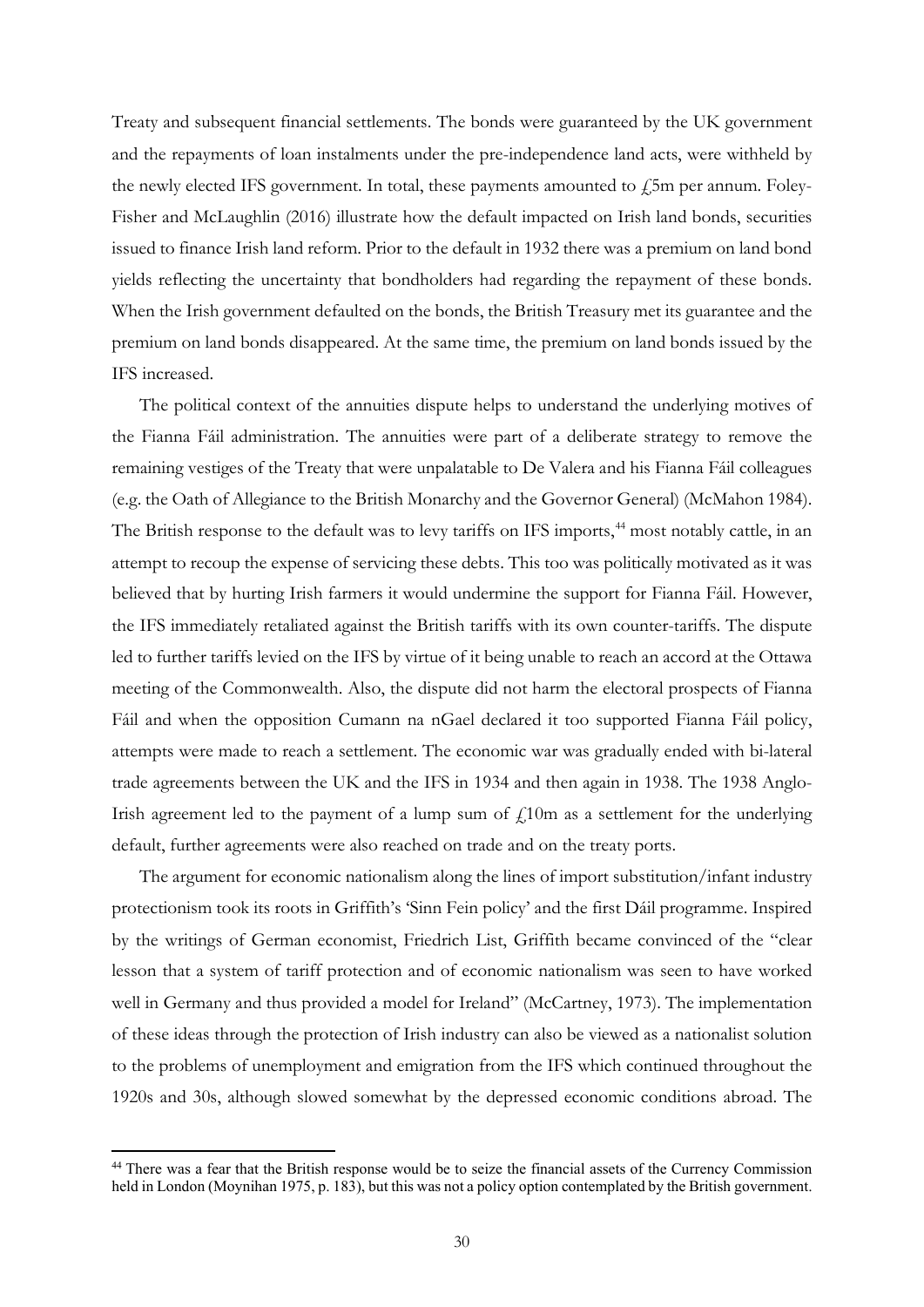Treaty and subsequent financial settlements. The bonds were guaranteed by the UK government and the repayments of loan instalments under the pre-independence land acts, were withheld by the newly elected IFS government. In total, these payments amounted to £5m per annum. Foley-Fisher and McLaughlin (2016) illustrate how the default impacted on Irish land bonds, securities issued to finance Irish land reform. Prior to the default in 1932 there was a premium on land bond yields reflecting the uncertainty that bondholders had regarding the repayment of these bonds. When the Irish government defaulted on the bonds, the British Treasury met its guarantee and the premium on land bonds disappeared. At the same time, the premium on land bonds issued by the IFS increased.

The political context of the annuities dispute helps to understand the underlying motives of the Fianna Fáil administration. The annuities were part of a deliberate strategy to remove the remaining vestiges of the Treaty that were unpalatable to De Valera and his Fianna Fáil colleagues (e.g. the Oath of Allegiance to the British Monarchy and the Governor General) (McMahon 1984). The British response to the default was to levy tariffs on IFS imports,[44] most notably cattle, in an attempt to recoup the expense of servicing these debts. This too was politically motivated as it was believed that by hurting Irish farmers it would undermine the support for Fianna Fáil. However, the IFS immediately retaliated against the British tariffs with its own counter-tariffs. The dispute led to further tariffs levied on the IFS by virtue of it being unable to reach an accord at the Ottawa meeting of the Commonwealth. Also, the dispute did not harm the electoral prospects of Fianna Fáil and when the opposition Cumann na nGael declared it too supported Fianna Fáil policy, attempts were made to reach a settlement. The economic war was gradually ended with bi-lateral trade agreements between the UK and the IFS in 1934 and then again in 1938. The 1938 Anglo-Irish agreement led to the payment of a lump sum of £10m as a settlement for the underlying default, further agreements were also reached on trade and on the treaty ports.

The argument for economic nationalism along the lines of import substitution/infant industry protectionism took its roots in Griffith's 'Sinn Fein policy' and the first Dáil programme. Inspired by the writings of German economist, Friedrich List, Griffith became convinced of the "clear lesson that a system of tariff protection and of economic nationalism was seen to have worked well in Germany and thus provided a model for Ireland" (McCartney, 1973). The implementation of these ideas through the protection of Irish industry can also be viewed as a nationalist solution to the problems of unemployment and emigration from the IFS which continued throughout the 1920s and 30s, although slowed somewhat by the depressed economic conditions abroad. The

---

[44] There was a fear that the British response would be to seize the financial assets of the Currency Commission held in London (Moynihan 1975, p. 183), but this was not a policy option contemplated by the British government.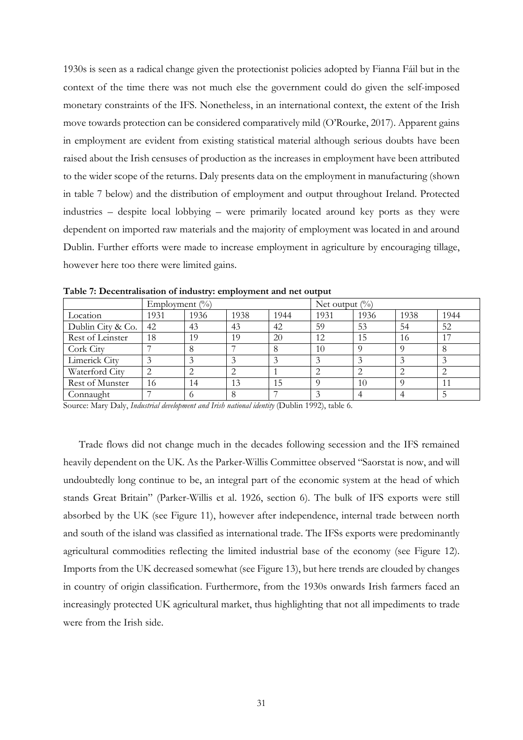1930s is seen as a radical change given the protectionist policies adopted by Fianna Fáil but in the context of the time there was not much else the government could do given the self-imposed monetary constraints of the IFS. Nonetheless, in an international context, the extent of the Irish move towards protection can be considered comparatively mild (O'Rourke, 2017). Apparent gains in employment are evident from existing statistical material although serious doubts have been raised about the Irish censuses of production as the increases in employment have been attributed to the wider scope of the returns. Daly presents data on the employment in manufacturing (shown in table 7 below) and the distribution of employment and output throughout Ireland. Protected industries – despite local lobbying – were primarily located around key ports as they were dependent on imported raw materials and the majority of employment was located in and around Dublin. Further efforts were made to increase employment in agriculture by encouraging tillage, however here too there were limited gains.

**Table 7: Decentralisation of industry: employment and net output**

| | Employment (%) | | | | Net output (%) | | | |
|---|---|---|---|---|---|---|---|---|
| Location | 1931 | 1936 | 1938 | 1944 | 1931 | 1936 | 1938 | 1944 |
| Dublin City & Co. | 42 | 43 | 43 | 42 | 59 | 53 | 54 | 52 |
| Rest of Leinster | 18 | 19 | 19 | 20 | 12 | 15 | 16 | 17 |
| Cork City | 7 | 8 | 7 | 8 | 10 | 9 | 9 | 8 |
| Limerick City | 3 | 3 | 3 | 3 | 3 | 3 | 3 | 3 |
| Waterford City | 2 | 2 | 2 | 1 | 2 | 2 | 2 | 2 |
| Rest of Munster | 16 | 14 | 13 | 15 | 9 | 10 | 9 | 11 |
| Connaught | 7 | 6 | 8 | 7 | 3 | 4 | 4 | 5 |

Source: Mary Daly, *Industrial development and Irish national identity* (Dublin 1992), table 6.

Trade flows did not change much in the decades following secession and the IFS remained heavily dependent on the UK. As the Parker-Willis Committee observed "Saorstat is now, and will undoubtedly long continue to be, an integral part of the economic system at the head of which stands Great Britain" (Parker-Willis et al. 1926, section 6). The bulk of IFS exports were still absorbed by the UK (see Figure 11), however after independence, internal trade between north and south of the island was classified as international trade. The IFSs exports were predominantly agricultural commodities reflecting the limited industrial base of the economy (see Figure 12). Imports from the UK decreased somewhat (see Figure 13), but here trends are clouded by changes in country of origin classification. Furthermore, from the 1930s onwards Irish farmers faced an increasingly protected UK agricultural market, thus highlighting that not all impediments to trade were from the Irish side.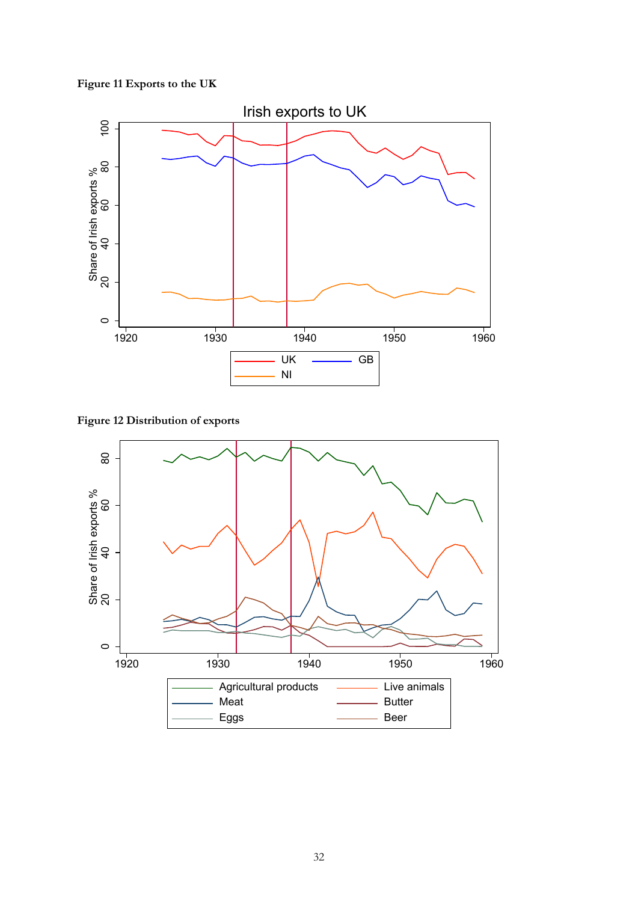**Figure 11 Exports to the UK**

**Figure 12 Distribution of exports**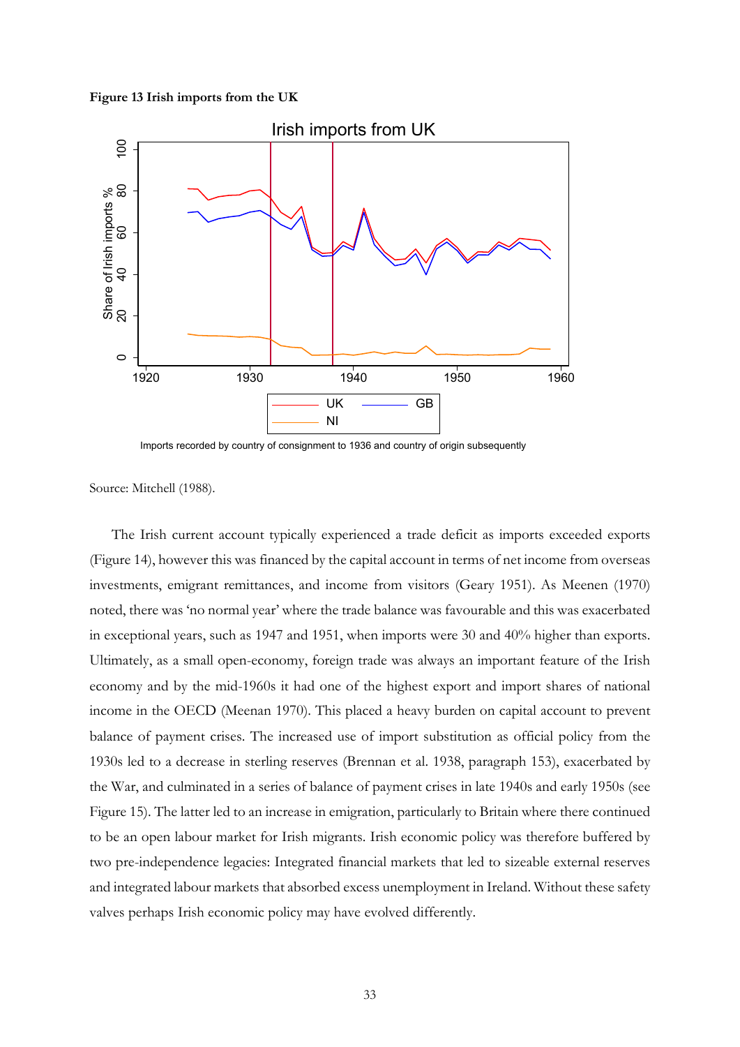**Figure 13 Irish imports from the UK**

Imports recorded by country of consignment to 1936 and country of origin subsequently

Source: Mitchell (1988).

The Irish current account typically experienced a trade deficit as imports exceeded exports (Figure 14), however this was financed by the capital account in terms of net income from overseas investments, emigrant remittances, and income from visitors (Geary 1951). As Meenen (1970) noted, there was 'no normal year' where the trade balance was favourable and this was exacerbated in exceptional years, such as 1947 and 1951, when imports were 30 and 40% higher than exports. Ultimately, as a small open-economy, foreign trade was always an important feature of the Irish economy and by the mid-1960s it had one of the highest export and import shares of national income in the OECD (Meenan 1970). This placed a heavy burden on capital account to prevent balance of payment crises. The increased use of import substitution as official policy from the 1930s led to a decrease in sterling reserves (Brennan et al. 1938, paragraph 153), exacerbated by the War, and culminated in a series of balance of payment crises in late 1940s and early 1950s (see Figure 15). The latter led to an increase in emigration, particularly to Britain where there continued to be an open labour market for Irish migrants. Irish economic policy was therefore buffered by two pre-independence legacies: Integrated financial markets that led to sizeable external reserves and integrated labour markets that absorbed excess unemployment in Ireland. Without these safety valves perhaps Irish economic policy may have evolved differently.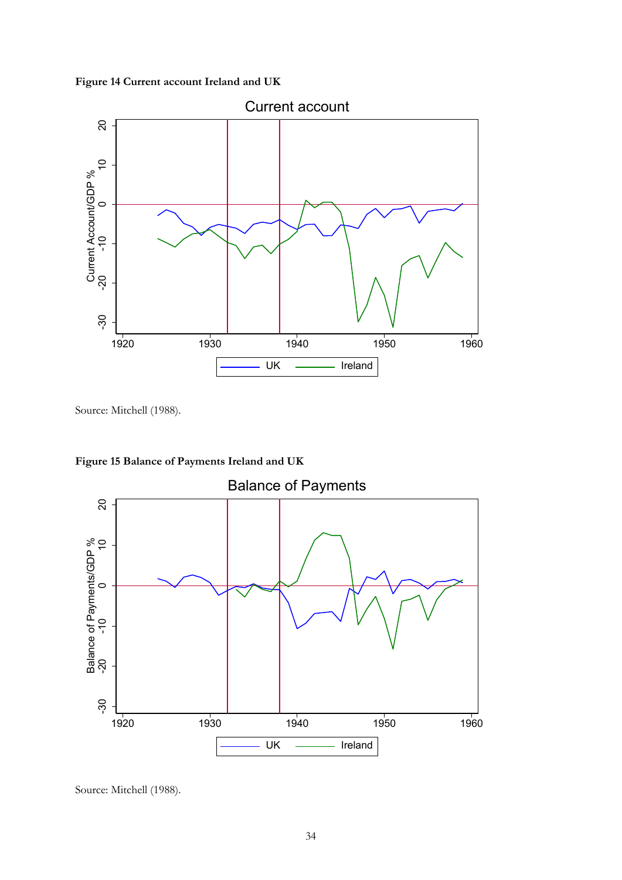**Figure 14 Current account Ireland and UK**

Source: Mitchell (1988).

**Figure 15 Balance of Payments Ireland and UK**

Source: Mitchell (1988).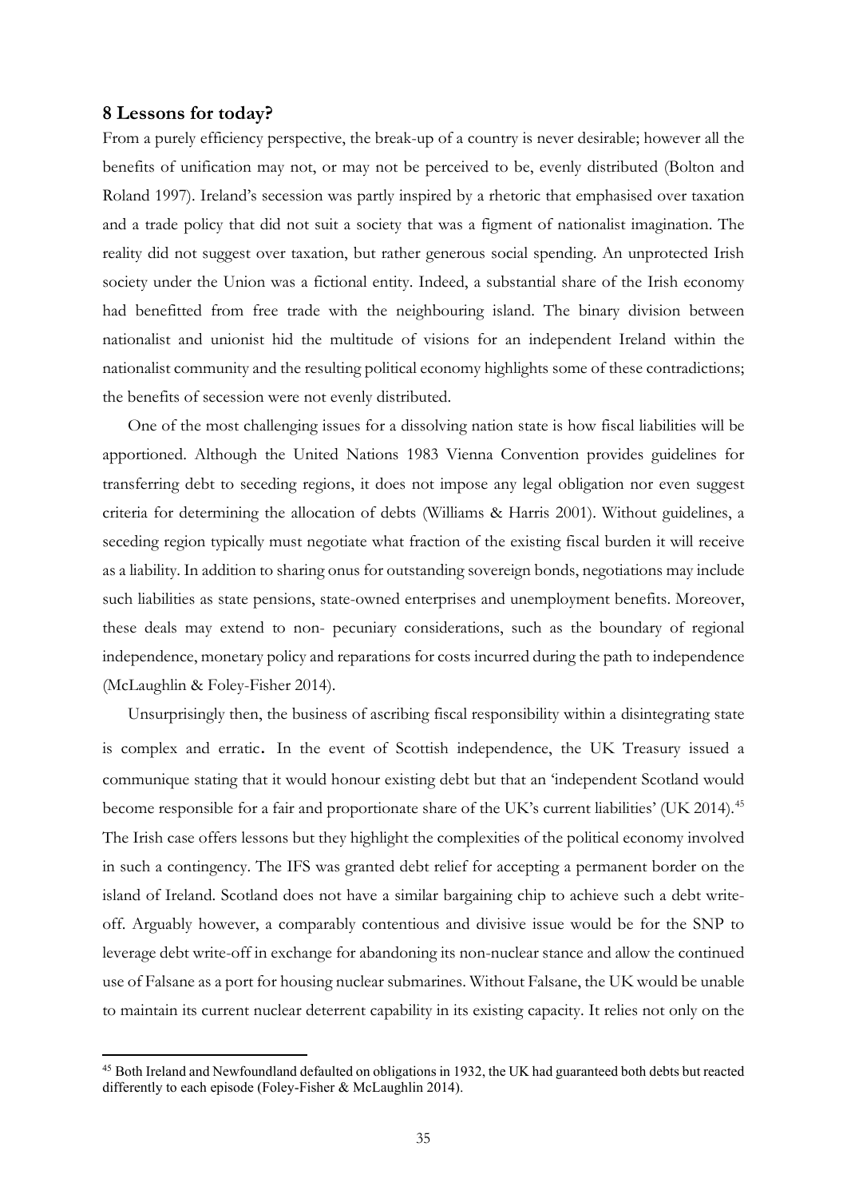## 8 Lessons for today?

From a purely efficiency perspective, the break-up of a country is never desirable; however all the benefits of unification may not, or may not be perceived to be, evenly distributed (Bolton and Roland 1997). Ireland's secession was partly inspired by a rhetoric that emphasised over taxation and a trade policy that did not suit a society that was a figment of nationalist imagination. The reality did not suggest over taxation, but rather generous social spending. An unprotected Irish society under the Union was a fictional entity. Indeed, a substantial share of the Irish economy had benefitted from free trade with the neighbouring island. The binary division between nationalist and unionist hid the multitude of visions for an independent Ireland within the nationalist community and the resulting political economy highlights some of these contradictions; the benefits of secession were not evenly distributed.

One of the most challenging issues for a dissolving nation state is how fiscal liabilities will be apportioned. Although the United Nations 1983 Vienna Convention provides guidelines for transferring debt to seceding regions, it does not impose any legal obligation nor even suggest criteria for determining the allocation of debts (Williams & Harris 2001). Without guidelines, a seceding region typically must negotiate what fraction of the existing fiscal burden it will receive as a liability. In addition to sharing onus for outstanding sovereign bonds, negotiations may include such liabilities as state pensions, state-owned enterprises and unemployment benefits. Moreover, these deals may extend to non- pecuniary considerations, such as the boundary of regional independence, monetary policy and reparations for costs incurred during the path to independence (McLaughlin & Foley-Fisher 2014).

Unsurprisingly then, the business of ascribing fiscal responsibility within a disintegrating state is complex and erratic. In the event of Scottish independence, the UK Treasury issued a communique stating that it would honour existing debt but that an 'independent Scotland would become responsible for a fair and proportionate share of the UK's current liabilities' (UK 2014).[45] The Irish case offers lessons but they highlight the complexities of the political economy involved in such a contingency. The IFS was granted debt relief for accepting a permanent border on the island of Ireland. Scotland does not have a similar bargaining chip to achieve such a debt write-off. Arguably however, a comparably contentious and divisive issue would be for the SNP to leverage debt write-off in exchange for abandoning its non-nuclear stance and allow the continued use of Falsane as a port for housing nuclear submarines. Without Falsane, the UK would be unable to maintain its current nuclear deterrent capability in its existing capacity. It relies not only on the

[45] Both Ireland and Newfoundland defaulted on obligations in 1932, the UK had guaranteed both debts but reacted differently to each episode (Foley-Fisher & McLaughlin 2014).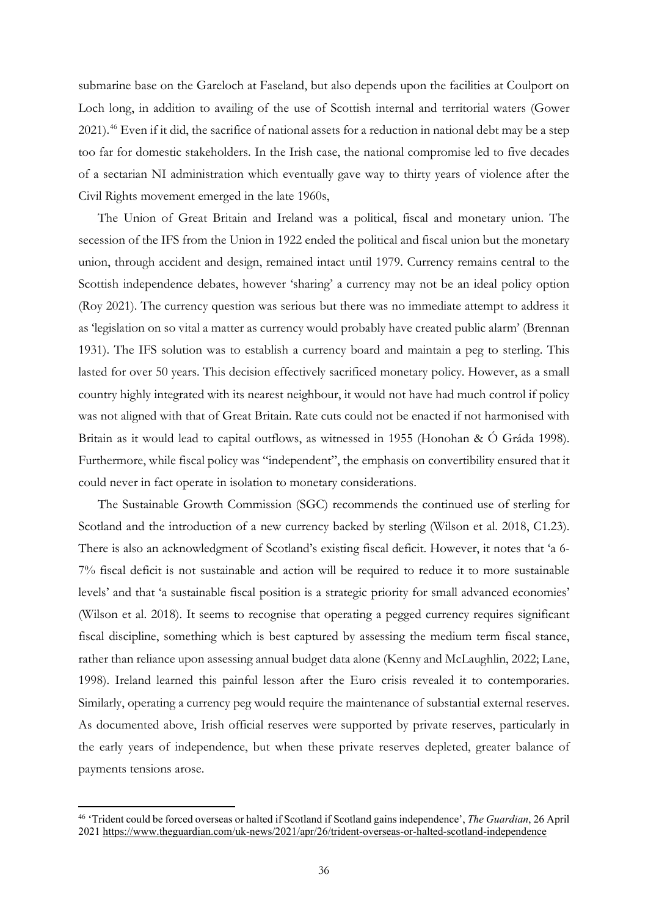submarine base on the Gareloch at Faseland, but also depends upon the facilities at Coulport on Loch long, in addition to availing of the use of Scottish internal and territorial waters (Gower 2021).[46] Even if it did, the sacrifice of national assets for a reduction in national debt may be a step too far for domestic stakeholders. In the Irish case, the national compromise led to five decades of a sectarian NI administration which eventually gave way to thirty years of violence after the Civil Rights movement emerged in the late 1960s,

The Union of Great Britain and Ireland was a political, fiscal and monetary union. The secession of the IFS from the Union in 1922 ended the political and fiscal union but the monetary union, through accident and design, remained intact until 1979. Currency remains central to the Scottish independence debates, however 'sharing' a currency may not be an ideal policy option (Roy 2021). The currency question was serious but there was no immediate attempt to address it as 'legislation on so vital a matter as currency would probably have created public alarm' (Brennan 1931). The IFS solution was to establish a currency board and maintain a peg to sterling. This lasted for over 50 years. This decision effectively sacrificed monetary policy. However, as a small country highly integrated with its nearest neighbour, it would not have had much control if policy was not aligned with that of Great Britain. Rate cuts could not be enacted if not harmonised with Britain as it would lead to capital outflows, as witnessed in 1955 (Honohan & Ó Gráda 1998). Furthermore, while fiscal policy was "independent", the emphasis on convertibility ensured that it could never in fact operate in isolation to monetary considerations.

The Sustainable Growth Commission (SGC) recommends the continued use of sterling for Scotland and the introduction of a new currency backed by sterling (Wilson et al. 2018, C1.23). There is also an acknowledgment of Scotland's existing fiscal deficit. However, it notes that 'a 6-7% fiscal deficit is not sustainable and action will be required to reduce it to more sustainable levels' and that 'a sustainable fiscal position is a strategic priority for small advanced economies' (Wilson et al. 2018). It seems to recognise that operating a pegged currency requires significant fiscal discipline, something which is best captured by assessing the medium term fiscal stance, rather than reliance upon assessing annual budget data alone (Kenny and McLaughlin, 2022; Lane, 1998). Ireland learned this painful lesson after the Euro crisis revealed it to contemporaries. Similarly, operating a currency peg would require the maintenance of substantial external reserves. As documented above, Irish official reserves were supported by private reserves, particularly in the early years of independence, but when these private reserves depleted, greater balance of payments tensions arose.

[46] 'Trident could be forced overseas or halted if Scotland if Scotland gains independence', *The Guardian*, 26 April 2021 https://www.theguardian.com/uk-news/2021/apr/26/trident-overseas-or-halted-scotland-independence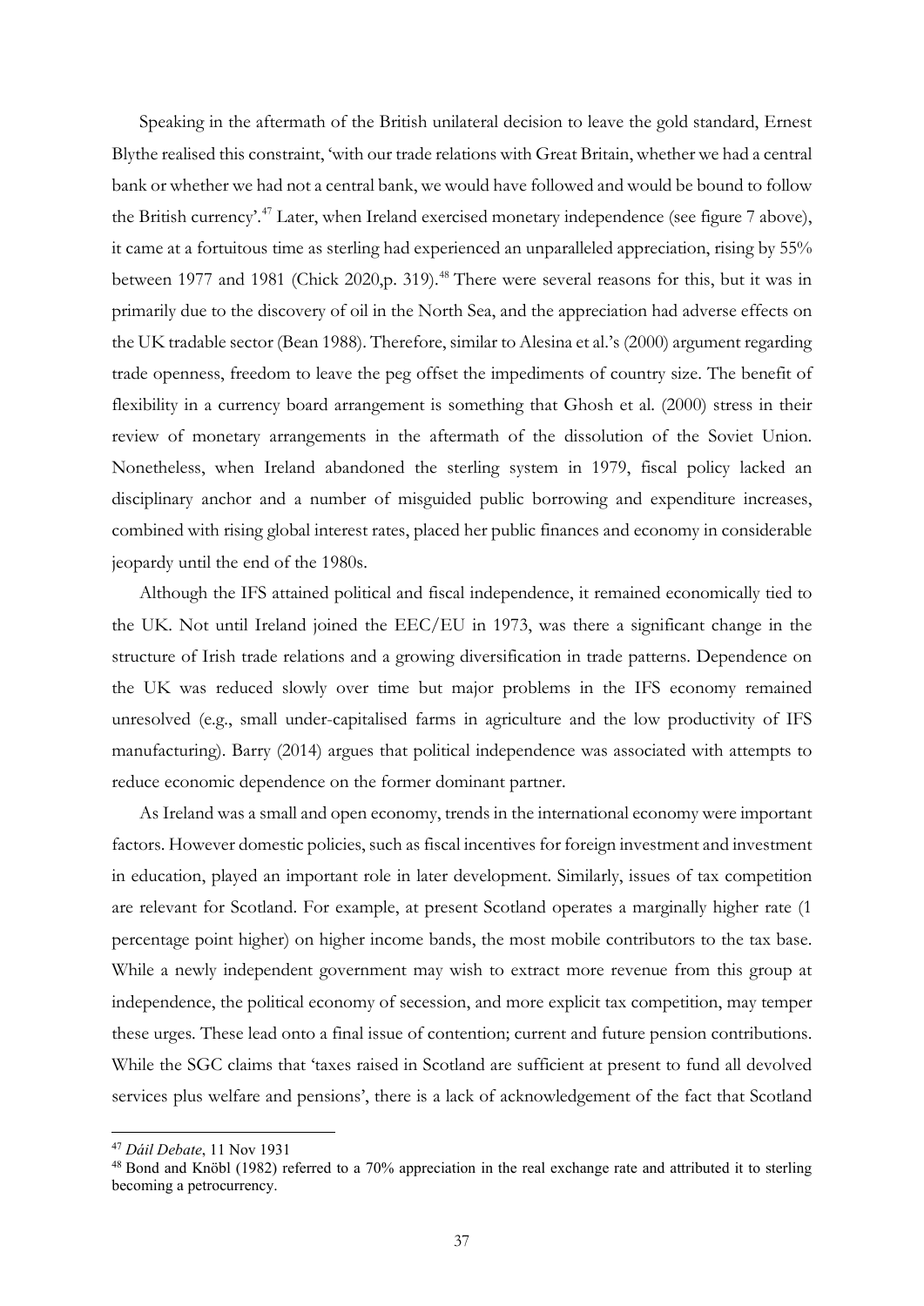Speaking in the aftermath of the British unilateral decision to leave the gold standard, Ernest Blythe realised this constraint, 'with our trade relations with Great Britain, whether we had a central bank or whether we had not a central bank, we would have followed and would be bound to follow the British currency'.[47] Later, when Ireland exercised monetary independence (see figure 7 above), it came at a fortuitous time as sterling had experienced an unparalleled appreciation, rising by 55% between 1977 and 1981 (Chick 2020,p. 319).[48] There were several reasons for this, but it was in primarily due to the discovery of oil in the North Sea, and the appreciation had adverse effects on the UK tradable sector (Bean 1988). Therefore, similar to Alesina et al.'s (2000) argument regarding trade openness, freedom to leave the peg offset the impediments of country size. The benefit of flexibility in a currency board arrangement is something that Ghosh et al. (2000) stress in their review of monetary arrangements in the aftermath of the dissolution of the Soviet Union. Nonetheless, when Ireland abandoned the sterling system in 1979, fiscal policy lacked an disciplinary anchor and a number of misguided public borrowing and expenditure increases, combined with rising global interest rates, placed her public finances and economy in considerable jeopardy until the end of the 1980s.

Although the IFS attained political and fiscal independence, it remained economically tied to the UK. Not until Ireland joined the EEC/EU in 1973, was there a significant change in the structure of Irish trade relations and a growing diversification in trade patterns. Dependence on the UK was reduced slowly over time but major problems in the IFS economy remained unresolved (e.g., small under-capitalised farms in agriculture and the low productivity of IFS manufacturing). Barry (2014) argues that political independence was associated with attempts to reduce economic dependence on the former dominant partner.

As Ireland was a small and open economy, trends in the international economy were important factors. However domestic policies, such as fiscal incentives for foreign investment and investment in education, played an important role in later development. Similarly, issues of tax competition are relevant for Scotland. For example, at present Scotland operates a marginally higher rate (1 percentage point higher) on higher income bands, the most mobile contributors to the tax base. While a newly independent government may wish to extract more revenue from this group at independence, the political economy of secession, and more explicit tax competition, may temper these urges. These lead onto a final issue of contention; current and future pension contributions. While the SGC claims that 'taxes raised in Scotland are sufficient at present to fund all devolved services plus welfare and pensions', there is a lack of acknowledgement of the fact that Scotland

---

[47] *Dáil Debate*, 11 Nov 1931

[48] Bond and Knöbl (1982) referred to a 70% appreciation in the real exchange rate and attributed it to sterling becoming a petrocurrency.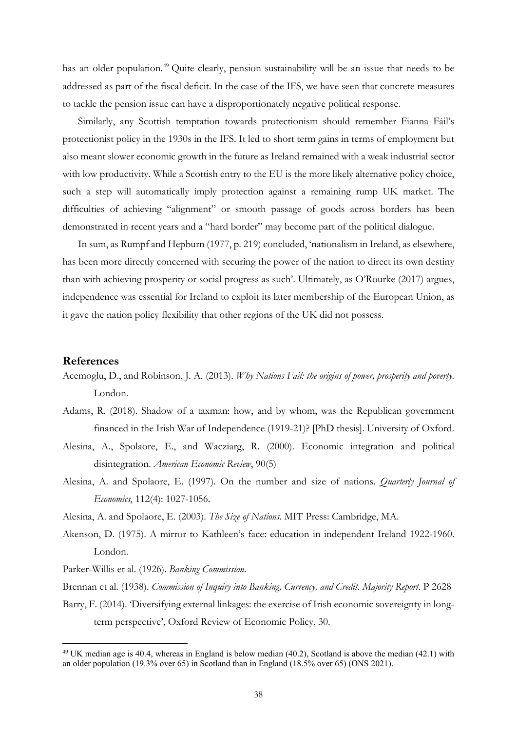has an older population.[49] Quite clearly, pension sustainability will be an issue that needs to be addressed as part of the fiscal deficit. In the case of the IFS, we have seen that concrete measures to tackle the pension issue can have a disproportionately negative political response.

Similarly, any Scottish temptation towards protectionism should remember Fianna Fáil's protectionist policy in the 1930s in the IFS. It led to short term gains in terms of employment but also meant slower economic growth in the future as Ireland remained with a weak industrial sector with low productivity. While a Scottish entry to the EU is the more likely alternative policy choice, such a step will automatically imply protection against a remaining rump UK market. The difficulties of achieving "alignment" or smooth passage of goods across borders has been demonstrated in recent years and a "hard border" may become part of the political dialogue.

In sum, as Rumpf and Hepburn (1977, p. 219) concluded, 'nationalism in Ireland, as elsewhere, has been more directly concerned with securing the power of the nation to direct its own destiny than with achieving prosperity or social progress as such'. Ultimately, as O'Rourke (2017) argues, independence was essential for Ireland to exploit its later membership of the European Union, as it gave the nation policy flexibility that other regions of the UK did not possess.

## References

Acemoglu, D., and Robinson, J. A. (2013). *Why Nations Fail: the origins of power, prosperity and poverty*. London.

Adams, R. (2018). Shadow of a taxman: how, and by whom, was the Republican government financed in the Irish War of Independence (1919-21)? [PhD thesis]. University of Oxford.

Alesina, A., Spolaore, E., and Wacziarg, R. (2000). Economic integration and political disintegration. *American Economic Review*, 90(5)

Alesina, A. and Spolaore, E. (1997). On the number and size of nations. *Quarterly Journal of Economics*, 112(4): 1027-1056.

Alesina, A. and Spolaore, E. (2003). *The Size of Nations*. MIT Press: Cambridge, MA.

Akenson, D. (1975). A mirror to Kathleen's face: education in independent Ireland 1922-1960. London.

Parker-Willis et al. (1926). *Banking Commission*.

Brennan et al. (1938). *Commission of Inquiry into Banking, Currency, and Credit. Majority Report*. P 2628

Barry, F. (2014). 'Diversifying external linkages: the exercise of Irish economic sovereignty in long-term perspective', Oxford Review of Economic Policy, 30.

[49] UK median age is 40.4, whereas in England is below median (40.2), Scotland is above the median (42.1) with an older population (19.3% over 65) in Scotland than in England (18.5% over 65) (ONS 2021).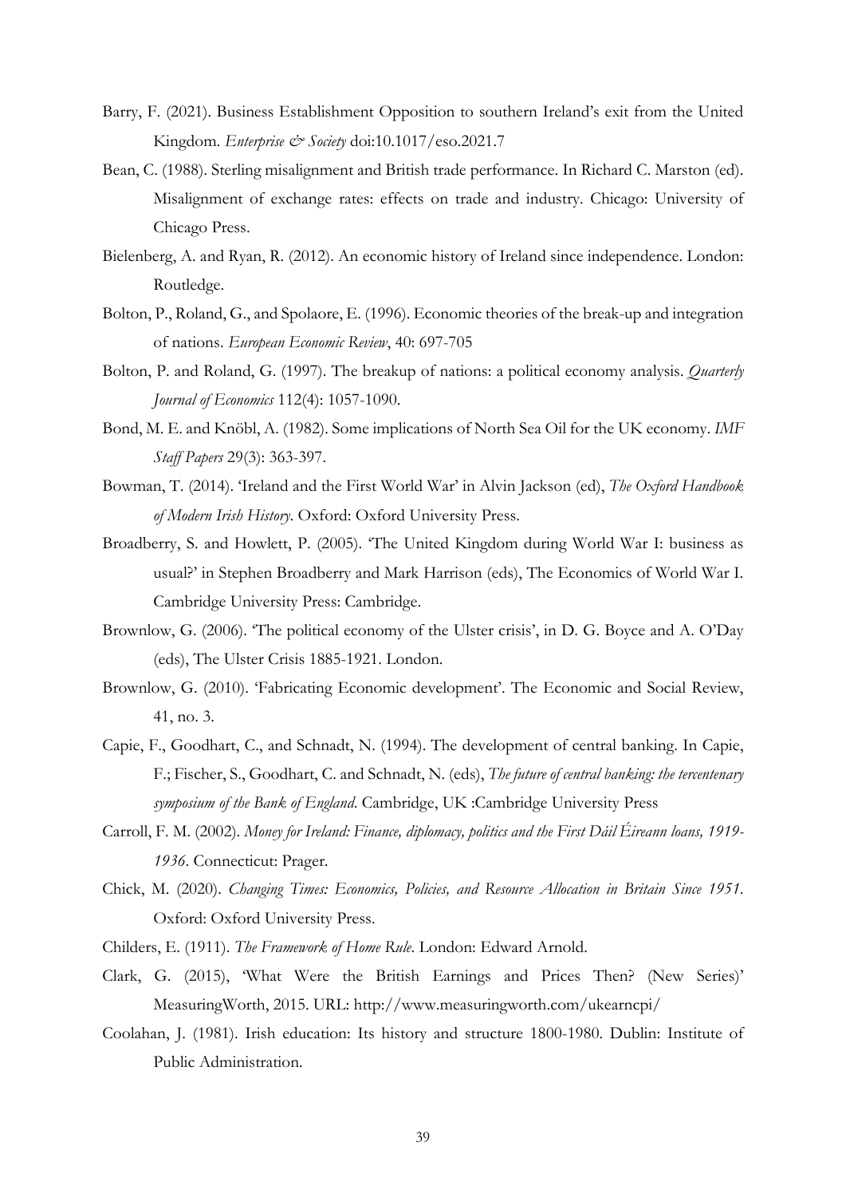Barry, F. (2021). Business Establishment Opposition to southern Ireland's exit from the United Kingdom. *Enterprise & Society* doi:10.1017/eso.2021.7

Bean, C. (1988). Sterling misalignment and British trade performance. In Richard C. Marston (ed). Misalignment of exchange rates: effects on trade and industry. Chicago: University of Chicago Press.

Bielenberg, A. and Ryan, R. (2012). An economic history of Ireland since independence. London: Routledge.

Bolton, P., Roland, G., and Spolaore, E. (1996). Economic theories of the break-up and integration of nations. *European Economic Review*, 40: 697-705

Bolton, P. and Roland, G. (1997). The breakup of nations: a political economy analysis. *Quarterly Journal of Economics* 112(4): 1057-1090.

Bond, M. E. and Knöbl, A. (1982). Some implications of North Sea Oil for the UK economy. *IMF Staff Papers* 29(3): 363-397.

Bowman, T. (2014). 'Ireland and the First World War' in Alvin Jackson (ed), *The Oxford Handbook of Modern Irish History*. Oxford: Oxford University Press.

Broadberry, S. and Howlett, P. (2005). 'The United Kingdom during World War I: business as usual?' in Stephen Broadberry and Mark Harrison (eds), The Economics of World War I. Cambridge University Press: Cambridge.

Brownlow, G. (2006). 'The political economy of the Ulster crisis', in D. G. Boyce and A. O'Day (eds), The Ulster Crisis 1885-1921. London.

Brownlow, G. (2010). 'Fabricating Economic development'. The Economic and Social Review, 41, no. 3.

Capie, F., Goodhart, C., and Schnadt, N. (1994). The development of central banking. In Capie, F.; Fischer, S., Goodhart, C. and Schnadt, N. (eds), *The future of central banking: the tercentenary symposium of the Bank of England*. Cambridge, UK :Cambridge University Press

Carroll, F. M. (2002). *Money for Ireland: Finance, diplomacy, politics and the First Dáil Éireann loans, 1919-1936*. Connecticut: Prager.

Chick, M. (2020). *Changing Times: Economics, Policies, and Resource Allocation in Britain Since 1951*. Oxford: Oxford University Press.

Childers, E. (1911). *The Framework of Home Rule*. London: Edward Arnold.

Clark, G. (2015), 'What Were the British Earnings and Prices Then? (New Series)' MeasuringWorth, 2015. URL: http://www.measuringworth.com/ukearncpi/

Coolahan, J. (1981). Irish education: Its history and structure 1800-1980. Dublin: Institute of Public Administration.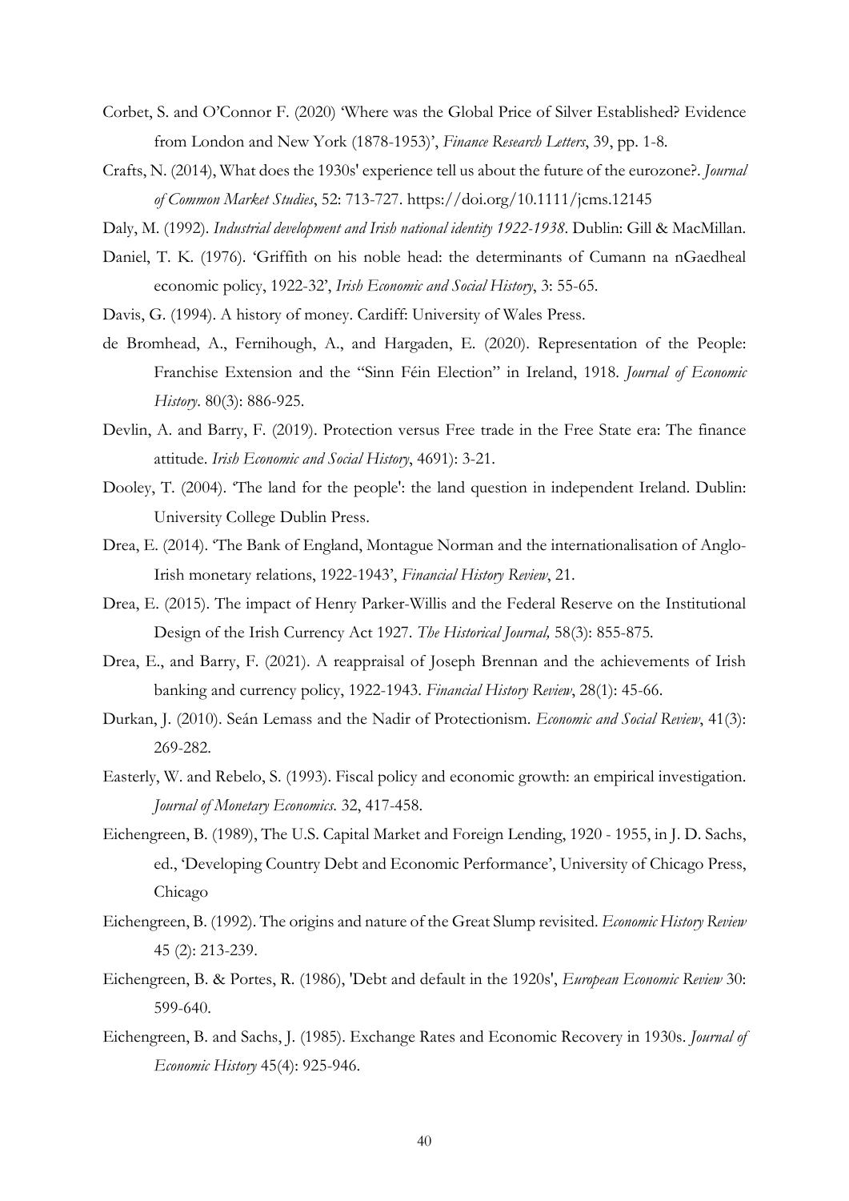Corbet, S. and O'Connor F. (2020) 'Where was the Global Price of Silver Established? Evidence from London and New York (1878-1953)', *Finance Research Letters*, 39, pp. 1-8.

Crafts, N. (2014), What does the 1930s' experience tell us about the future of the eurozone?. *Journal of Common Market Studies*, 52: 713-727. https://doi.org/10.1111/jcms.12145

Daly, M. (1992). *Industrial development and Irish national identity 1922-1938*. Dublin: Gill & MacMillan.

Daniel, T. K. (1976). 'Griffith on his noble head: the determinants of Cumann na nGaedheal economic policy, 1922-32', *Irish Economic and Social History*, 3: 55-65.

Davis, G. (1994). A history of money. Cardiff: University of Wales Press.

de Bromhead, A., Fernihough, A., and Hargaden, E. (2020). Representation of the People: Franchise Extension and the "Sinn Féin Election" in Ireland, 1918. *Journal of Economic History*. 80(3): 886-925.

Devlin, A. and Barry, F. (2019). Protection versus Free trade in the Free State era: The finance attitude. *Irish Economic and Social History*, 4691): 3-21.

Dooley, T. (2004). 'The land for the people': the land question in independent Ireland. Dublin: University College Dublin Press.

Drea, E. (2014). 'The Bank of England, Montague Norman and the internationalisation of Anglo-Irish monetary relations, 1922-1943', *Financial History Review*, 21.

Drea, E. (2015). The impact of Henry Parker-Willis and the Federal Reserve on the Institutional Design of the Irish Currency Act 1927. *The Historical Journal,* 58(3): 855-875.

Drea, E., and Barry, F. (2021). A reappraisal of Joseph Brennan and the achievements of Irish banking and currency policy, 1922-1943. *Financial History Review*, 28(1): 45-66.

Durkan, J. (2010). Seán Lemass and the Nadir of Protectionism. *Economic and Social Review*, 41(3): 269-282.

Easterly, W. and Rebelo, S. (1993). Fiscal policy and economic growth: an empirical investigation. *Journal of Monetary Economics*. 32, 417-458.

Eichengreen, B. (1989), The U.S. Capital Market and Foreign Lending, 1920 - 1955, in J. D. Sachs, ed., 'Developing Country Debt and Economic Performance', University of Chicago Press, Chicago

Eichengreen, B. (1992). The origins and nature of the Great Slump revisited. *Economic History Review* 45 (2): 213-239.

Eichengreen, B. & Portes, R. (1986), 'Debt and default in the 1920s', *European Economic Review* 30: 599-640.

Eichengreen, B. and Sachs, J. (1985). Exchange Rates and Economic Recovery in 1930s. *Journal of Economic History* 45(4): 925-946.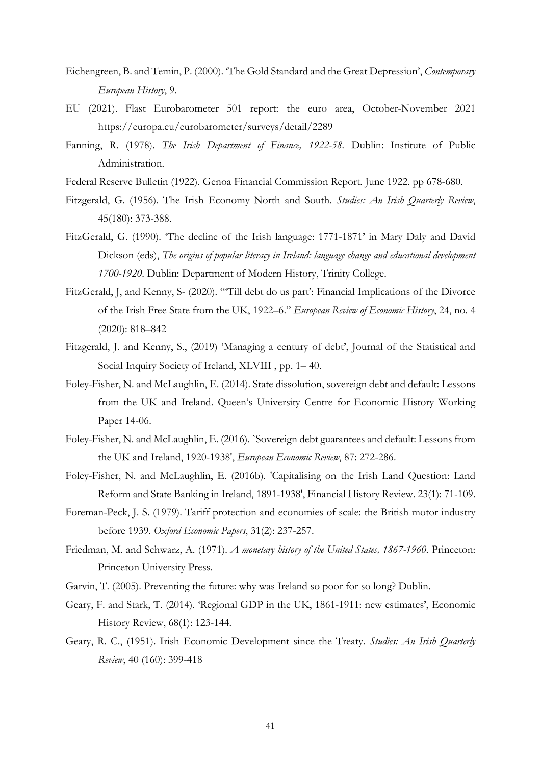Eichengreen, B. and Temin, P. (2000). 'The Gold Standard and the Great Depression', *Contemporary European History*, 9.

EU (2021). Flast Eurobarometer 501 report: the euro area, October-November 2021 https://europa.eu/eurobarometer/surveys/detail/2289

Fanning, R. (1978). *The Irish Department of Finance, 1922-58*. Dublin: Institute of Public Administration.

Federal Reserve Bulletin (1922). Genoa Financial Commission Report. June 1922. pp 678-680.

Fitzgerald, G. (1956). The Irish Economy North and South. *Studies: An Irish Quarterly Review*, 45(180): 373-388.

FitzGerald, G. (1990). 'The decline of the Irish language: 1771-1871' in Mary Daly and David Dickson (eds), *The origins of popular literacy in Ireland: language change and educational development 1700-1920*. Dublin: Department of Modern History, Trinity College.

FitzGerald, J, and Kenny, S- (2020). "'Till debt do us part': Financial Implications of the Divorce of the Irish Free State from the UK, 1922–6." *European Review of Economic History*, 24, no. 4 (2020): 818–842

Fitzgerald, J. and Kenny, S., (2019) 'Managing a century of debt', Journal of the Statistical and Social Inquiry Society of Ireland, XLVIII , pp. 1– 40.

Foley-Fisher, N. and McLaughlin, E. (2014). State dissolution, sovereign debt and default: Lessons from the UK and Ireland. Queen's University Centre for Economic History Working Paper 14-06.

Foley-Fisher, N. and McLaughlin, E. (2016). `Sovereign debt guarantees and default: Lessons from the UK and Ireland, 1920-1938', *European Economic Review*, 87: 272-286.

Foley-Fisher, N. and McLaughlin, E. (2016b). 'Capitalising on the Irish Land Question: Land Reform and State Banking in Ireland, 1891-1938', Financial History Review. 23(1): 71-109.

Foreman-Peck, J. S. (1979). Tariff protection and economies of scale: the British motor industry before 1939. *Oxford Economic Papers*, 31(2): 237-257.

Friedman, M. and Schwarz, A. (1971). *A monetary history of the United States, 1867-1960*. Princeton: Princeton University Press.

Garvin, T. (2005). Preventing the future: why was Ireland so poor for so long? Dublin.

Geary, F. and Stark, T. (2014). 'Regional GDP in the UK, 1861-1911: new estimates', Economic History Review, 68(1): 123-144.

Geary, R. C., (1951). Irish Economic Development since the Treaty. *Studies: An Irish Quarterly Review*, 40 (160): 399-418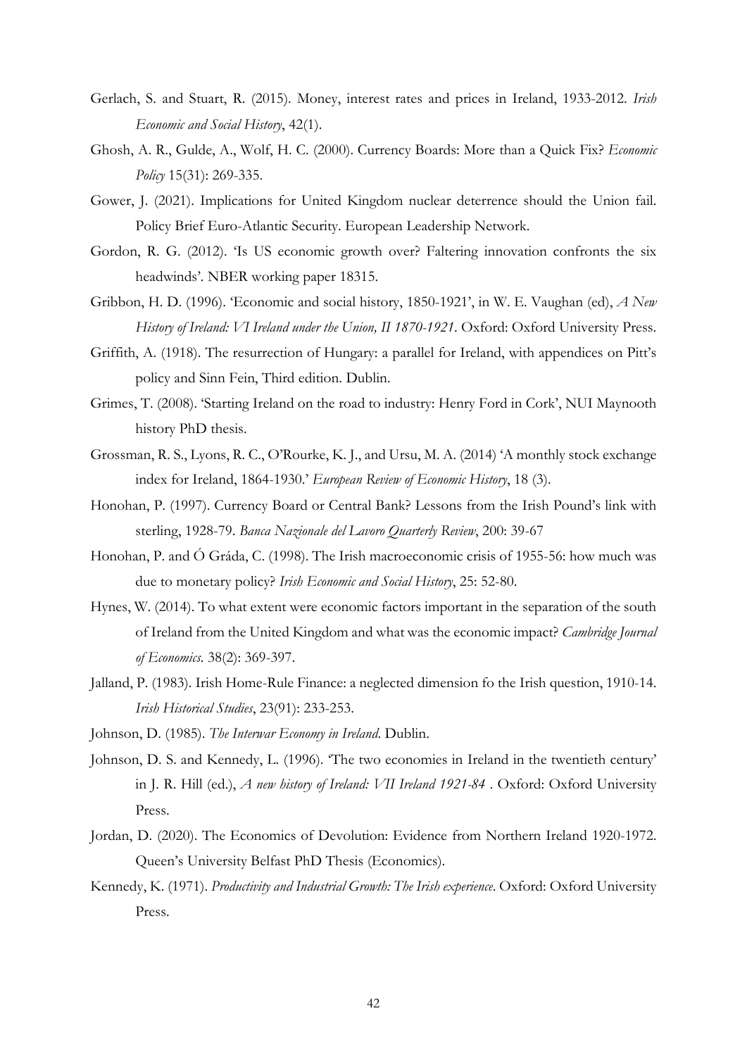Gerlach, S. and Stuart, R. (2015). Money, interest rates and prices in Ireland, 1933-2012. *Irish Economic and Social History*, 42(1).

Ghosh, A. R., Gulde, A., Wolf, H. C. (2000). Currency Boards: More than a Quick Fix? *Economic Policy* 15(31): 269-335.

Gower, J. (2021). Implications for United Kingdom nuclear deterrence should the Union fail. Policy Brief Euro-Atlantic Security. European Leadership Network.

Gordon, R. G. (2012). 'Is US economic growth over? Faltering innovation confronts the six headwinds'. NBER working paper 18315.

Gribbon, H. D. (1996). 'Economic and social history, 1850-1921', in W. E. Vaughan (ed), *A New History of Ireland: VI Ireland under the Union, II 1870-1921*. Oxford: Oxford University Press.

Griffith, A. (1918). The resurrection of Hungary: a parallel for Ireland, with appendices on Pitt's policy and Sinn Fein, Third edition. Dublin.

Grimes, T. (2008). 'Starting Ireland on the road to industry: Henry Ford in Cork', NUI Maynooth history PhD thesis.

Grossman, R. S., Lyons, R. C., O'Rourke, K. J., and Ursu, M. A. (2014) 'A monthly stock exchange index for Ireland, 1864-1930.' *European Review of Economic History*, 18 (3).

Honohan, P. (1997). Currency Board or Central Bank? Lessons from the Irish Pound's link with sterling, 1928-79. *Banca Nazionale del Lavoro Quarterly Review*, 200: 39-67

Honohan, P. and Ó Gráda, C. (1998). The Irish macroeconomic crisis of 1955-56: how much was due to monetary policy? *Irish Economic and Social History*, 25: 52-80.

Hynes, W. (2014). To what extent were economic factors important in the separation of the south of Ireland from the United Kingdom and what was the economic impact? *Cambridge Journal of Economics*. 38(2): 369-397.

Jalland, P. (1983). Irish Home-Rule Finance: a neglected dimension fo the Irish question, 1910-14. *Irish Historical Studies*, 23(91): 233-253.

Johnson, D. (1985). *The Interwar Economy in Ireland*. Dublin.

Johnson, D. S. and Kennedy, L. (1996). 'The two economies in Ireland in the twentieth century' in J. R. Hill (ed.), *A new history of Ireland: VII Ireland 1921-84* . Oxford: Oxford University Press.

Jordan, D. (2020). The Economics of Devolution: Evidence from Northern Ireland 1920-1972. Queen's University Belfast PhD Thesis (Economics).

Kennedy, K. (1971). *Productivity and Industrial Growth: The Irish experience*. Oxford: Oxford University Press.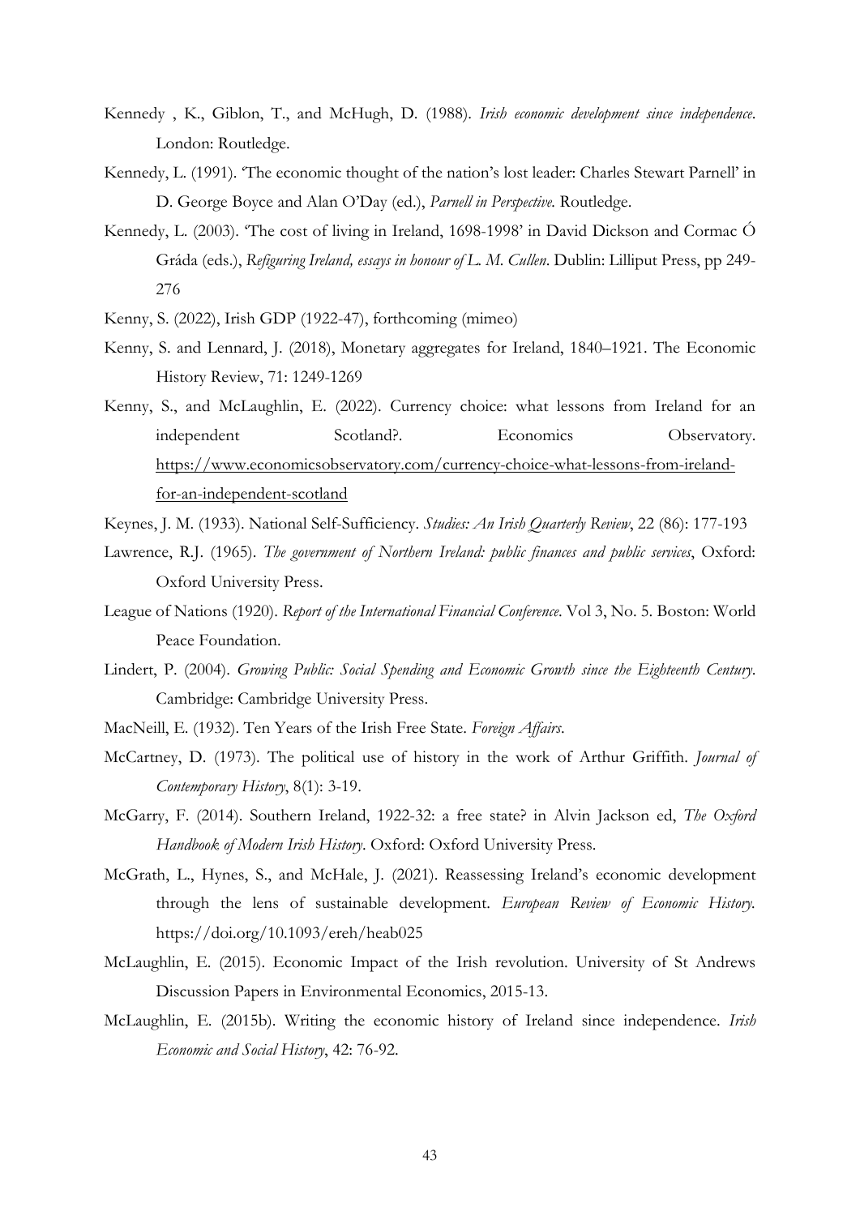Kennedy , K., Giblon, T., and McHugh, D. (1988). *Irish economic development since independence*. London: Routledge.

Kennedy, L. (1991). 'The economic thought of the nation's lost leader: Charles Stewart Parnell' in D. George Boyce and Alan O'Day (ed.), *Parnell in Perspective*. Routledge.

Kennedy, L. (2003). 'The cost of living in Ireland, 1698-1998' in David Dickson and Cormac Ó Gráda (eds.), *Refiguring Ireland, essays in honour of L. M. Cullen*. Dublin: Lilliput Press, pp 249-276

Kenny, S. (2022), Irish GDP (1922-47), forthcoming (mimeo)

Kenny, S. and Lennard, J. (2018), Monetary aggregates for Ireland, 1840–1921. The Economic History Review, 71: 1249-1269

Kenny, S., and McLaughlin, E. (2022). Currency choice: what lessons from Ireland for an independent Scotland?. Economics Observatory. https://www.economicsobservatory.com/currency-choice-what-lessons-from-ireland-for-an-independent-scotland

Keynes, J. M. (1933). National Self-Sufficiency. *Studies: An Irish Quarterly Review*, 22 (86): 177-193

Lawrence, R.J. (1965). *The government of Northern Ireland: public finances and public services*, Oxford: Oxford University Press.

League of Nations (1920). *Report of the International Financial Conference*. Vol 3, No. 5. Boston: World Peace Foundation.

Lindert, P. (2004). *Growing Public: Social Spending and Economic Growth since the Eighteenth Century*. Cambridge: Cambridge University Press.

MacNeill, E. (1932). Ten Years of the Irish Free State. *Foreign Affairs*.

McCartney, D. (1973). The political use of history in the work of Arthur Griffith. *Journal of Contemporary History*, 8(1): 3-19.

McGarry, F. (2014). Southern Ireland, 1922-32: a free state? in Alvin Jackson ed, *The Oxford Handbook of Modern Irish History*. Oxford: Oxford University Press.

McGrath, L., Hynes, S., and McHale, J. (2021). Reassessing Ireland's economic development through the lens of sustainable development. *European Review of Economic History*. https://doi.org/10.1093/ereh/heab025

McLaughlin, E. (2015). Economic Impact of the Irish revolution. University of St Andrews Discussion Papers in Environmental Economics, 2015-13.

McLaughlin, E. (2015b). Writing the economic history of Ireland since independence. *Irish Economic and Social History*, 42: 76-92.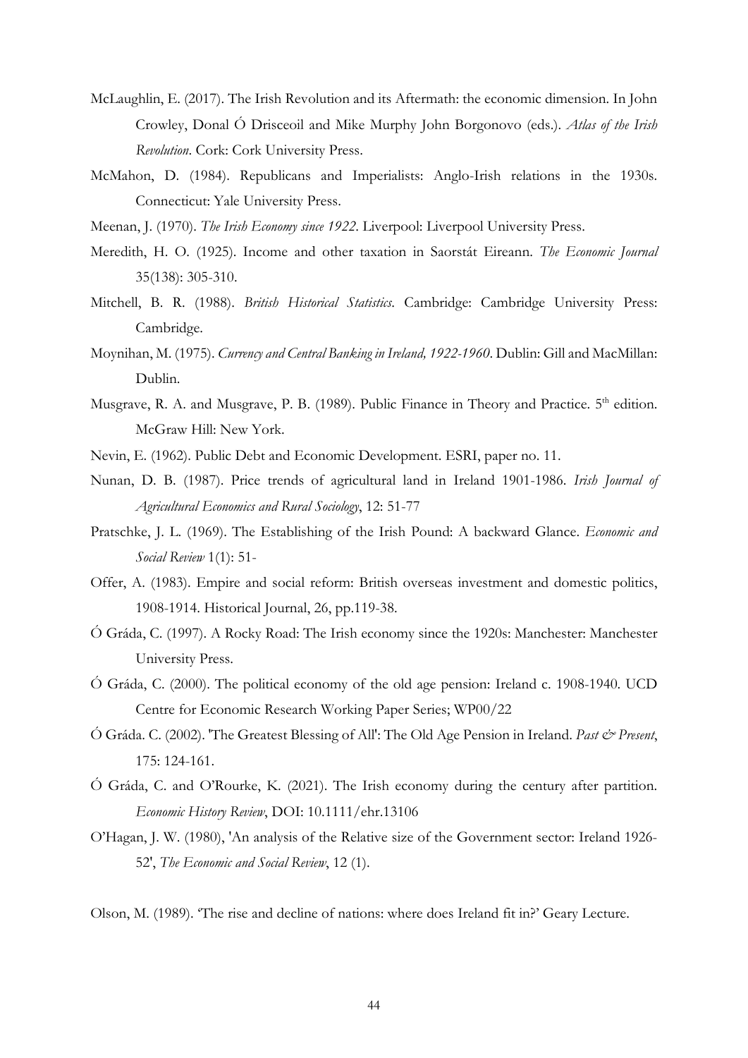McLaughlin, E. (2017). The Irish Revolution and its Aftermath: the economic dimension. In John Crowley, Donal Ó Drisceoil and Mike Murphy John Borgonovo (eds.). *Atlas of the Irish Revolution*. Cork: Cork University Press.

McMahon, D. (1984). Republicans and Imperialists: Anglo-Irish relations in the 1930s. Connecticut: Yale University Press.

Meenan, J. (1970). *The Irish Economy since 1922*. Liverpool: Liverpool University Press.

Meredith, H. O. (1925). Income and other taxation in Saorstát Eireann. *The Economic Journal* 35(138): 305-310.

Mitchell, B. R. (1988). *British Historical Statistics*. Cambridge: Cambridge University Press: Cambridge.

Moynihan, M. (1975). *Currency and Central Banking in Ireland, 1922-1960*. Dublin: Gill and MacMillan: Dublin.

Musgrave, R. A. and Musgrave, P. B. (1989). Public Finance in Theory and Practice. 5th edition. McGraw Hill: New York.

Nevin, E. (1962). Public Debt and Economic Development. ESRI, paper no. 11.

Nunan, D. B. (1987). Price trends of agricultural land in Ireland 1901-1986. *Irish Journal of Agricultural Economics and Rural Sociology*, 12: 51-77

Pratschke, J. L. (1969). The Establishing of the Irish Pound: A backward Glance. *Economic and Social Review* 1(1): 51-

Offer, A. (1983). Empire and social reform: British overseas investment and domestic politics, 1908-1914. Historical Journal, 26, pp.119-38.

Ó Gráda, C. (1997). A Rocky Road: The Irish economy since the 1920s: Manchester: Manchester University Press.

Ó Gráda, C. (2000). The political economy of the old age pension: Ireland c. 1908-1940. UCD Centre for Economic Research Working Paper Series; WP00/22

Ó Gráda. C. (2002). 'The Greatest Blessing of All': The Old Age Pension in Ireland. *Past & Present*, 175: 124-161.

Ó Gráda, C. and O'Rourke, K. (2021). The Irish economy during the century after partition. *Economic History Review*, DOI: 10.1111/ehr.13106

O'Hagan, J. W. (1980), 'An analysis of the Relative size of the Government sector: Ireland 1926-52', *The Economic and Social Review*, 12 (1).

Olson, M. (1989). 'The rise and decline of nations: where does Ireland fit in?' Geary Lecture.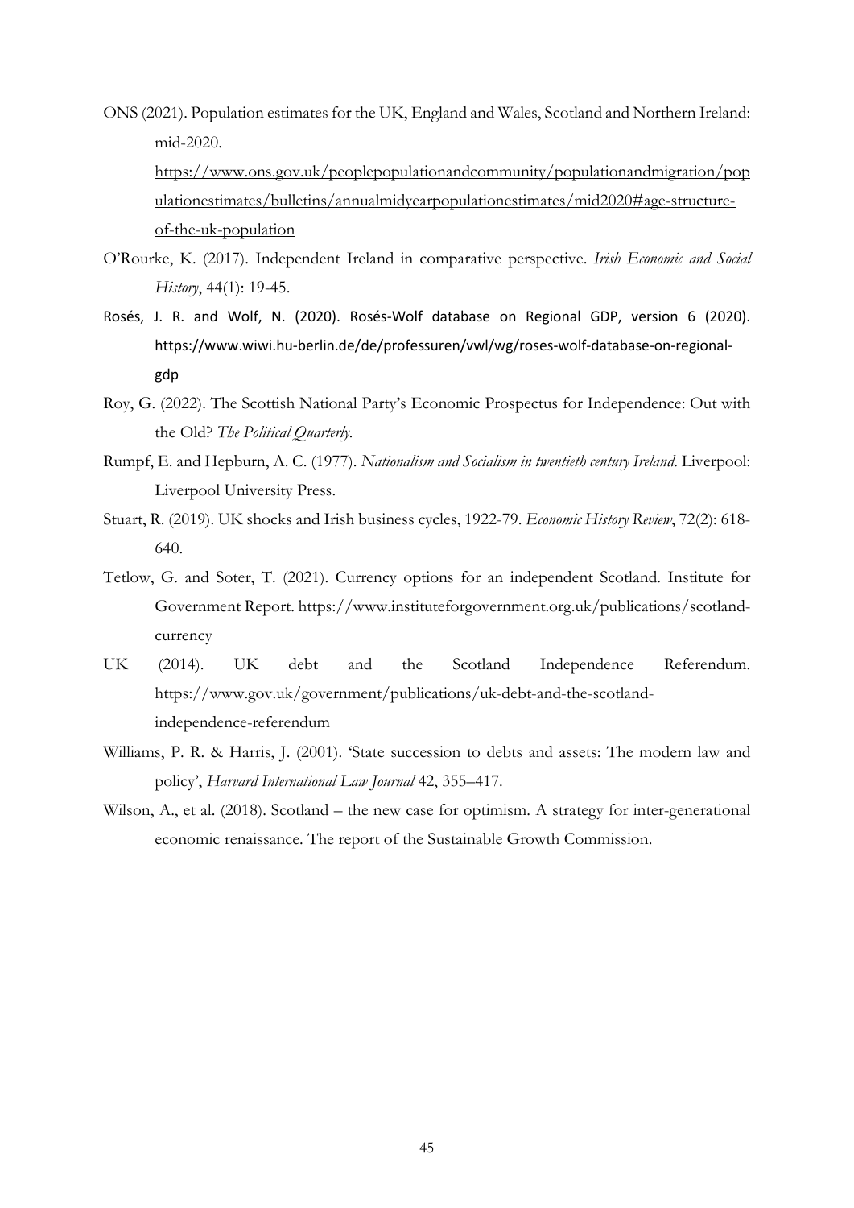ONS (2021). Population estimates for the UK, England and Wales, Scotland and Northern Ireland: mid-2020. https://www.ons.gov.uk/peoplepopulationandcommunity/populationandmigration/populationestimates/bulletins/annualmidyearpopulationestimates/mid2020#age-structure-of-the-uk-population

O'Rourke, K. (2017). Independent Ireland in comparative perspective. *Irish Economic and Social History*, 44(1): 19-45.

Rosés, J. R. and Wolf, N. (2020). Rosés-Wolf database on Regional GDP, version 6 (2020). https://www.wiwi.hu-berlin.de/de/professuren/vwl/wg/roses-wolf-database-on-regional-gdp

Roy, G. (2022). The Scottish National Party's Economic Prospectus for Independence: Out with the Old? *The Political Quarterly.*

Rumpf, E. and Hepburn, A. C. (1977). *Nationalism and Socialism in twentieth century Ireland*. Liverpool: Liverpool University Press.

Stuart, R. (2019). UK shocks and Irish business cycles, 1922-79. *Economic History Review*, 72(2): 618-640.

Tetlow, G. and Soter, T. (2021). Currency options for an independent Scotland. Institute for Government Report. https://www.instituteforgovernment.org.uk/publications/scotland-currency

UK (2014). UK debt and the Scotland Independence Referendum. https://www.gov.uk/government/publications/uk-debt-and-the-scotland-independence-referendum

Williams, P. R. & Harris, J. (2001). 'State succession to debts and assets: The modern law and policy', *Harvard International Law Journal* 42, 355–417.

Wilson, A., et al. (2018). Scotland – the new case for optimism. A strategy for inter-generational economic renaissance. The report of the Sustainable Growth Commission.